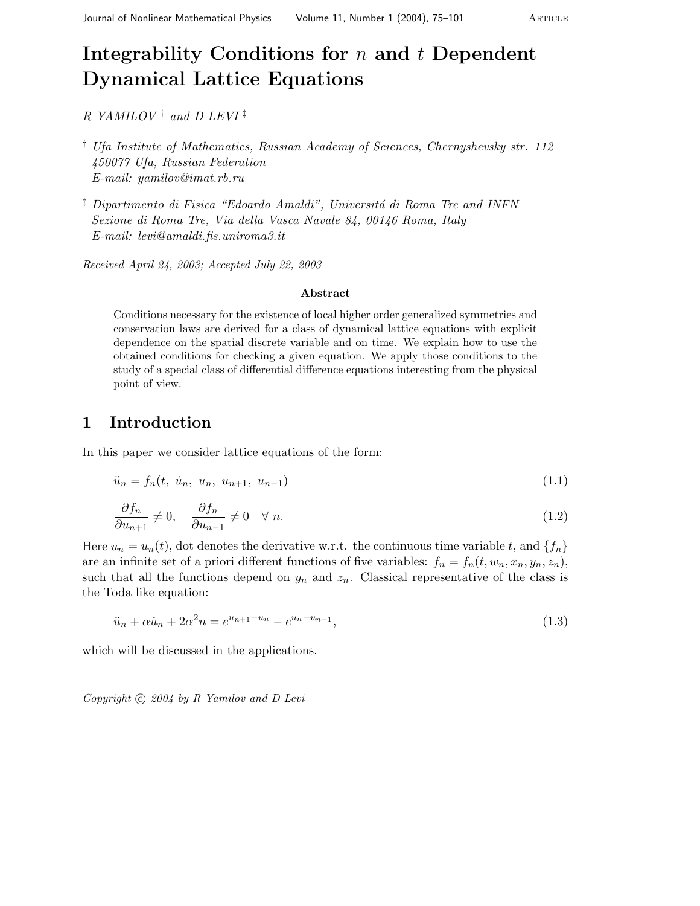# Integrability Conditions for $n$ and $t$ Dependent Dynamical Lattice Equations

*R YAMILOV* [†] *and D LEVI* [‡]

[†] *Ufa Institute of Mathematics, Russian Academy of Sciences, Chernyshevsky str. 112 450077 Ufa, Russian Federation*
*E-mail: yamilov@imat.rb.ru*

[‡] *Dipartimento di Fisica "Edoardo Amaldi", Universitá di Roma Tre and INFN Sezione di Roma Tre, Via della Vasca Navale 84, 00146 Roma, Italy*
*E-mail: levi@amaldi.fis.uniroma3.it*

*Received April 24, 2003; Accepted July 22, 2003*

### Abstract

Conditions necessary for the existence of local higher order generalized symmetries and conservation laws are derived for a class of dynamical lattice equations with explicit dependence on the spatial discrete variable and on time. We explain how to use the obtained conditions for checking a given equation. We apply those conditions to the study of a special class of differential difference equations interesting from the physical point of view.

## 1 Introduction

In this paper we consider lattice equations of the form:

$$\ddot{u}_n = f_n(t,\ \dot{u}_n,\ u_n,\ u_{n+1},\ u_{n-1}) \tag{1.1}$$

$$\frac{\partial f_n}{\partial u_{n+1}} \neq 0, \quad \frac{\partial f_n}{\partial u_{n-1}} \neq 0 \quad \forall\ n. \tag{1.2}$$

Here $u_n = u_n(t)$, dot denotes the derivative w.r.t. the continuous time variable $t$, and $\{f_n\}$ are an infinite set of a priori different functions of five variables: $f_n = f_n(t, w_n, x_n, y_n, z_n)$, such that all the functions depend on $y_n$ and $z_n$. Classical representative of the class is the Toda like equation:

$$\ddot{u}_n + \alpha \dot{u}_n + 2\alpha^2 n = e^{u_{n+1}-u_n} - e^{u_n - u_{n-1}}, \tag{1.3}$$

which will be discussed in the applications.

*Copyright © 2004 by R Yamilov and D Levi*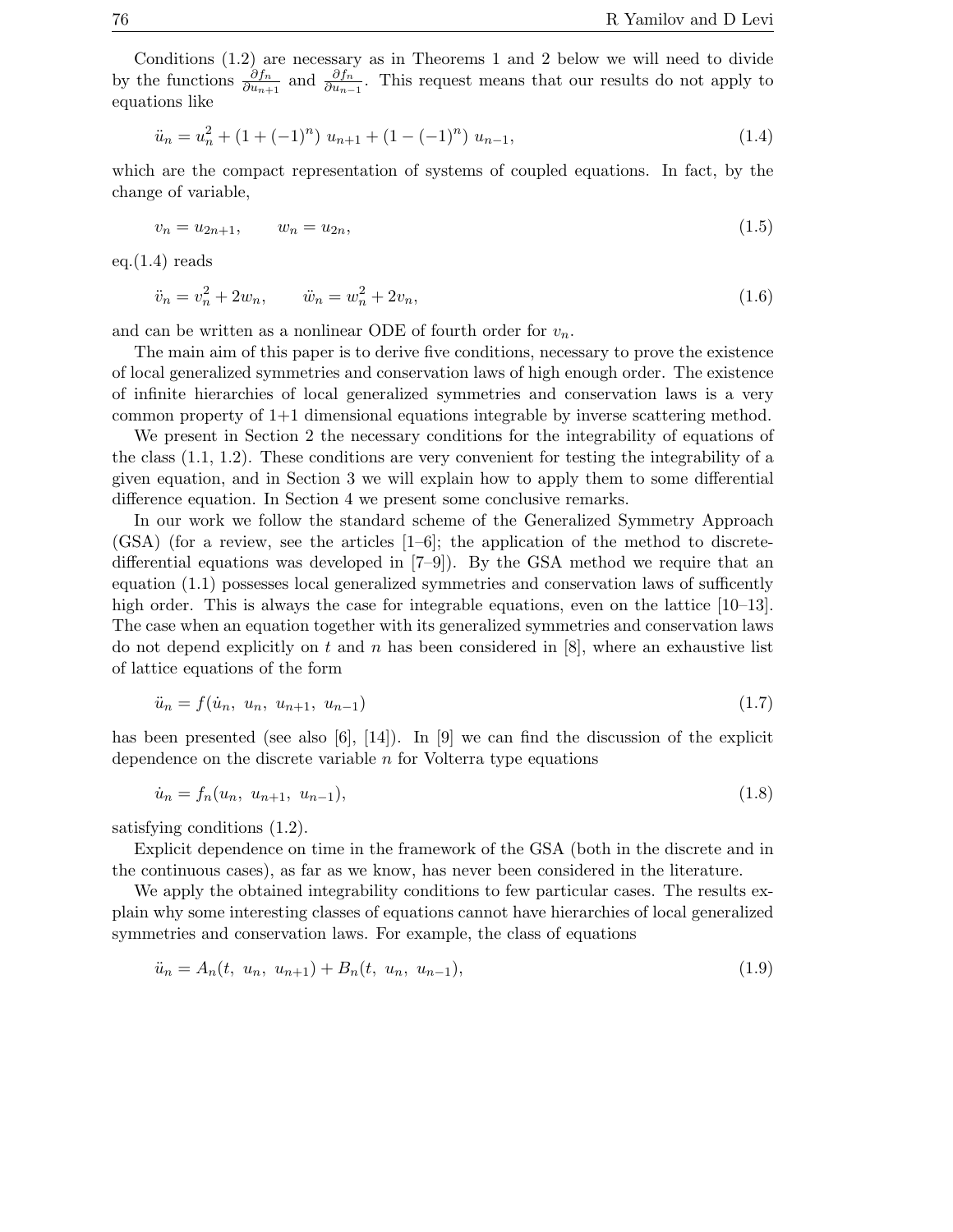Conditions (1.2) are necessary as in Theorems 1 and 2 below we will need to divide by the functions $\frac{\partial f_n}{\partial u_{n+1}}$ and $\frac{\partial f_n}{\partial u_{n-1}}$. This request means that our results do not apply to equations like

$$\ddot{u}_n = u_n^2 + (1 + (-1)^n)\, u_{n+1} + (1 - (-1)^n)\, u_{n-1}, \tag{1.4}$$

which are the compact representation of systems of coupled equations. In fact, by the change of variable,

$$v_n = u_{2n+1}, \qquad w_n = u_{2n}, \tag{1.5}$$

eq.(1.4) reads

$$\ddot{v}_n = v_n^2 + 2w_n, \qquad \ddot{w}_n = w_n^2 + 2v_n, \tag{1.6}$$

and can be written as a nonlinear ODE of fourth order for $v_n$.

The main aim of this paper is to derive five conditions, necessary to prove the existence of local generalized symmetries and conservation laws of high enough order. The existence of infinite hierarchies of local generalized symmetries and conservation laws is a very common property of 1+1 dimensional equations integrable by inverse scattering method.

We present in Section 2 the necessary conditions for the integrability of equations of the class (1.1, 1.2). These conditions are very convenient for testing the integrability of a given equation, and in Section 3 we will explain how to apply them to some differential difference equation. In Section 4 we present some conclusive remarks.

In our work we follow the standard scheme of the Generalized Symmetry Approach (GSA) (for a review, see the articles [1–6]; the application of the method to discrete-differential equations was developed in [7–9]). By the GSA method we require that an equation (1.1) possesses local generalized symmetries and conservation laws of sufficently high order. This is always the case for integrable equations, even on the lattice [10–13]. The case when an equation together with its generalized symmetries and conservation laws do not depend explicitly on $t$ and $n$ has been considered in [8], where an exhaustive list of lattice equations of the form

$$\ddot{u}_n = f(\dot{u}_n,\ u_n,\ u_{n+1},\ u_{n-1}) \tag{1.7}$$

has been presented (see also [6], [14]). In [9] we can find the discussion of the explicit dependence on the discrete variable $n$ for Volterra type equations

$$\dot{u}_n = f_n(u_n,\ u_{n+1},\ u_{n-1}), \tag{1.8}$$

satisfying conditions (1.2).

Explicit dependence on time in the framework of the GSA (both in the discrete and in the continuous cases), as far as we know, has never been considered in the literature.

We apply the obtained integrability conditions to few particular cases. The results explain why some interesting classes of equations cannot have hierarchies of local generalized symmetries and conservation laws. For example, the class of equations

$$\ddot{u}_n = A_n(t,\ u_n,\ u_{n+1}) + B_n(t,\ u_n,\ u_{n-1}), \tag{1.9}$$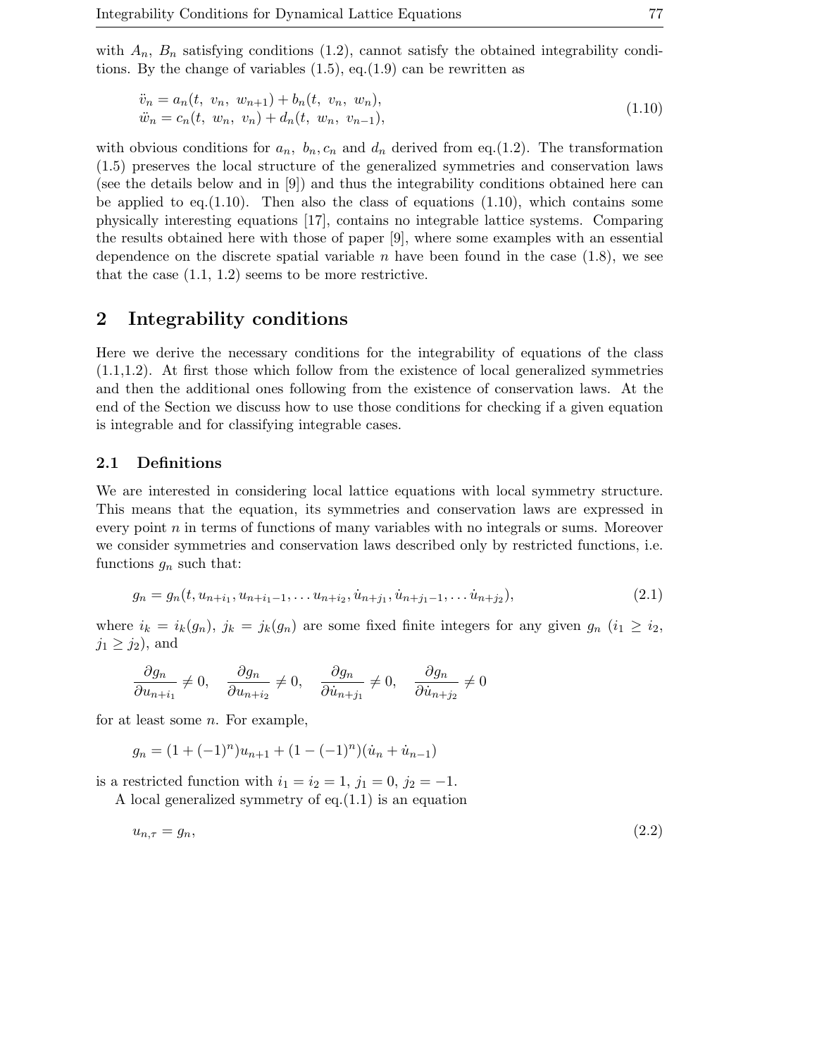with $A_n$, $B_n$ satisfying conditions (1.2), cannot satisfy the obtained integrability conditions. By the change of variables (1.5), eq.(1.9) can be rewritten as

$$
\begin{aligned}
\ddot{v}_n &= a_n(t,\ v_n,\ w_{n+1}) + b_n(t,\ v_n,\ w_n), \\
\ddot{w}_n &= c_n(t,\ w_n,\ v_n) + d_n(t,\ w_n,\ v_{n-1}),
\end{aligned}
\tag{1.10}
$$

with obvious conditions for $a_n$, $b_n, c_n$ and $d_n$ derived from eq.(1.2). The transformation (1.5) preserves the local structure of the generalized symmetries and conservation laws (see the details below and in [9]) and thus the integrability conditions obtained here can be applied to eq.(1.10). Then also the class of equations (1.10), which contains some physically interesting equations [17], contains no integrable lattice systems. Comparing the results obtained here with those of paper [9], where some examples with an essential dependence on the discrete spatial variable $n$ have been found in the case (1.8), we see that the case (1.1, 1.2) seems to be more restrictive.

# 2 Integrability conditions

Here we derive the necessary conditions for the integrability of equations of the class (1.1,1.2). At first those which follow from the existence of local generalized symmetries and then the additional ones following from the existence of conservation laws. At the end of the Section we discuss how to use those conditions for checking if a given equation is integrable and for classifying integrable cases.

## 2.1 Definitions

We are interested in considering local lattice equations with local symmetry structure. This means that the equation, its symmetries and conservation laws are expressed in every point $n$ in terms of functions of many variables with no integrals or sums. Moreover we consider symmetries and conservation laws described only by restricted functions, i.e. functions $g_n$ such that:

$$
g_n = g_n(t, u_{n+i_1}, u_{n+i_1-1}, \ldots u_{n+i_2}, \dot{u}_{n+j_1}, \dot{u}_{n+j_1-1}, \ldots \dot{u}_{n+j_2}),
\tag{2.1}
$$

where $i_k = i_k(g_n)$, $j_k = j_k(g_n)$ are some fixed finite integers for any given $g_n$ ($i_1 \geq i_2$, $j_1 \geq j_2$), and

$$
\frac{\partial g_n}{\partial u_{n+i_1}} \neq 0, \quad \frac{\partial g_n}{\partial u_{n+i_2}} \neq 0, \quad \frac{\partial g_n}{\partial \dot{u}_{n+j_1}} \neq 0, \quad \frac{\partial g_n}{\partial \dot{u}_{n+j_2}} \neq 0
$$

for at least some $n$. For example,

$$
g_n = (1 + (-1)^n)u_{n+1} + (1 - (-1)^n)(\dot{u}_n + \dot{u}_{n-1})
$$

is a restricted function with $i_1 = i_2 = 1$, $j_1 = 0$, $j_2 = -1$.

A local generalized symmetry of eq.(1.1) is an equation

$$
u_{n,\tau} = g_n,
\tag{2.2}
$$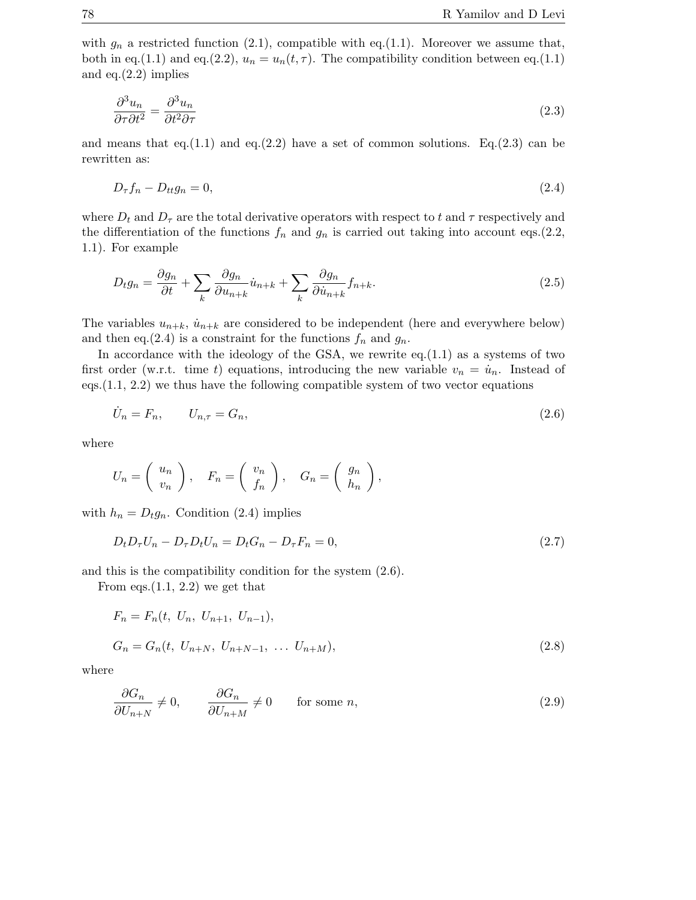with $g_n$ a restricted function (2.1), compatible with eq.(1.1). Moreover we assume that, both in eq.(1.1) and eq.(2.2), $u_n = u_n(t, \tau)$. The compatibility condition between eq.(1.1) and eq.(2.2) implies

$$\frac{\partial^3 u_n}{\partial \tau \partial t^2} = \frac{\partial^3 u_n}{\partial t^2 \partial \tau} \tag{2.3}$$

and means that eq.(1.1) and eq.(2.2) have a set of common solutions. Eq.(2.3) can be rewritten as:

$$D_\tau f_n - D_{tt} g_n = 0, \tag{2.4}$$

where $D_t$ and $D_\tau$ are the total derivative operators with respect to $t$ and $\tau$ respectively and the differentiation of the functions $f_n$ and $g_n$ is carried out taking into account eqs.(2.2, 1.1). For example

$$D_t g_n = \frac{\partial g_n}{\partial t} + \sum_k \frac{\partial g_n}{\partial u_{n+k}} \dot{u}_{n+k} + \sum_k \frac{\partial g_n}{\partial \dot{u}_{n+k}} f_{n+k}. \tag{2.5}$$

The variables $u_{n+k}$, $\dot{u}_{n+k}$ are considered to be independent (here and everywhere below) and then eq.(2.4) is a constraint for the functions $f_n$ and $g_n$.

In accordance with the ideology of the GSA, we rewrite eq.(1.1) as a systems of two first order (w.r.t. time $t$) equations, introducing the new variable $v_n = \dot{u}_n$. Instead of eqs.(1.1, 2.2) we thus have the following compatible system of two vector equations

$$\dot{U}_n = F_n, \qquad U_{n,\tau} = G_n, \tag{2.6}$$

where

$$U_n = \begin{pmatrix} u_n \\ v_n \end{pmatrix}, \quad F_n = \begin{pmatrix} v_n \\ f_n \end{pmatrix}, \quad G_n = \begin{pmatrix} g_n \\ h_n \end{pmatrix},$$

with $h_n = D_t g_n$. Condition (2.4) implies

$$D_t D_\tau U_n - D_\tau D_t U_n = D_t G_n - D_\tau F_n = 0, \tag{2.7}$$

and this is the compatibility condition for the system (2.6).

From eqs.(1.1, 2.2) we get that

$$F_n = F_n(t,\ U_n,\ U_{n+1},\ U_{n-1}),$$

$$G_n = G_n(t,\ U_{n+N},\ U_{n+N-1},\ \ldots\ U_{n+M}), \tag{2.8}$$

where

$$\frac{\partial G_n}{\partial U_{n+N}} \neq 0, \qquad \frac{\partial G_n}{\partial U_{n+M}} \neq 0 \qquad \text{for some } n, \tag{2.9}$$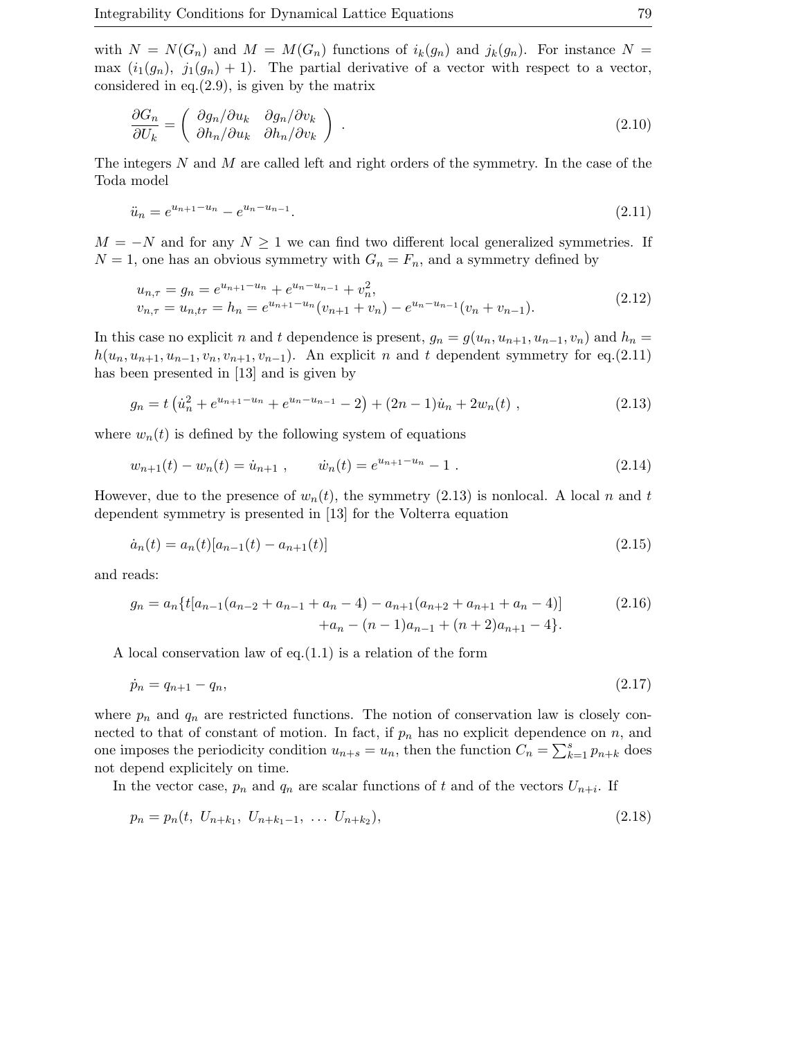with $N = N(G_n)$ and $M = M(G_n)$ functions of $i_k(g_n)$ and $j_k(g_n)$. For instance $N = \max\ (i_1(g_n),\ j_1(g_n) + 1)$. The partial derivative of a vector with respect to a vector, considered in eq.(2.9), is given by the matrix

$$\frac{\partial G_n}{\partial U_k} = \begin{pmatrix} \partial g_n/\partial u_k & \partial g_n/\partial v_k \\ \partial h_n/\partial u_k & \partial h_n/\partial v_k \end{pmatrix} . \tag{2.10}$$

The integers $N$ and $M$ are called left and right orders of the symmetry. In the case of the Toda model

$$\ddot{u}_n = e^{u_{n+1}-u_n} - e^{u_n - u_{n-1}}. \tag{2.11}$$

$M = -N$ and for any $N \geq 1$ we can find two different local generalized symmetries. If $N = 1$, one has an obvious symmetry with $G_n = F_n$, and a symmetry defined by

$$\begin{aligned} u_{n,\tau} &= g_n = e^{u_{n+1}-u_n} + e^{u_n-u_{n-1}} + v_n^2, \\ v_{n,\tau} &= u_{n,t\tau} = h_n = e^{u_{n+1}-u_n}(v_{n+1}+v_n) - e^{u_n-u_{n-1}}(v_n + v_{n-1}). \end{aligned} \tag{2.12}$$

In this case no explicit $n$ and $t$ dependence is present, $g_n = g(u_n, u_{n+1}, u_{n-1}, v_n)$ and $h_n = h(u_n, u_{n+1}, u_{n-1}, v_n, v_{n+1}, v_{n-1})$. An explicit $n$ and $t$ dependent symmetry for eq.(2.11) has been presented in [13] and is given by

$$g_n = t\left(\dot{u}_n^2 + e^{u_{n+1}-u_n} + e^{u_n-u_{n-1}} - 2\right) + (2n-1)\dot{u}_n + 2w_n(t)\ , \tag{2.13}$$

where $w_n(t)$ is defined by the following system of equations

$$w_{n+1}(t) - w_n(t) = \dot{u}_{n+1}\ , \qquad \dot{w}_n(t) = e^{u_{n+1}-u_n} - 1\ . \tag{2.14}$$

However, due to the presence of $w_n(t)$, the symmetry (2.13) is nonlocal. A local $n$ and $t$ dependent symmetry is presented in [13] for the Volterra equation

$$\dot{a}_n(t) = a_n(t)[a_{n-1}(t) - a_{n+1}(t)] \tag{2.15}$$

and reads:

$$\begin{aligned} g_n = a_n\{t[a_{n-1}(a_{n-2} + a_{n-1} + a_n - 4) - a_{n+1}(a_{n+2} + a_{n+1} + a_n - 4)] \\ + a_n - (n-1)a_{n-1} + (n+2)a_{n+1} - 4\}. \end{aligned} \tag{2.16}$$

A local conservation law of eq.(1.1) is a relation of the form

$$\dot{p}_n = q_{n+1} - q_n, \tag{2.17}$$

where $p_n$ and $q_n$ are restricted functions. The notion of conservation law is closely connected to that of constant of motion. In fact, if $p_n$ has no explicit dependence on $n$, and one imposes the periodicity condition $u_{n+s} = u_n$, then the function $C_n = \sum_{k=1}^{s} p_{n+k}$ does not depend explicitely on time.

In the vector case, $p_n$ and $q_n$ are scalar functions of $t$ and of the vectors $U_{n+i}$. If

$$p_n = p_n(t,\ U_{n+k_1},\ U_{n+k_1-1},\ \ldots\ U_{n+k_2}), \tag{2.18}$$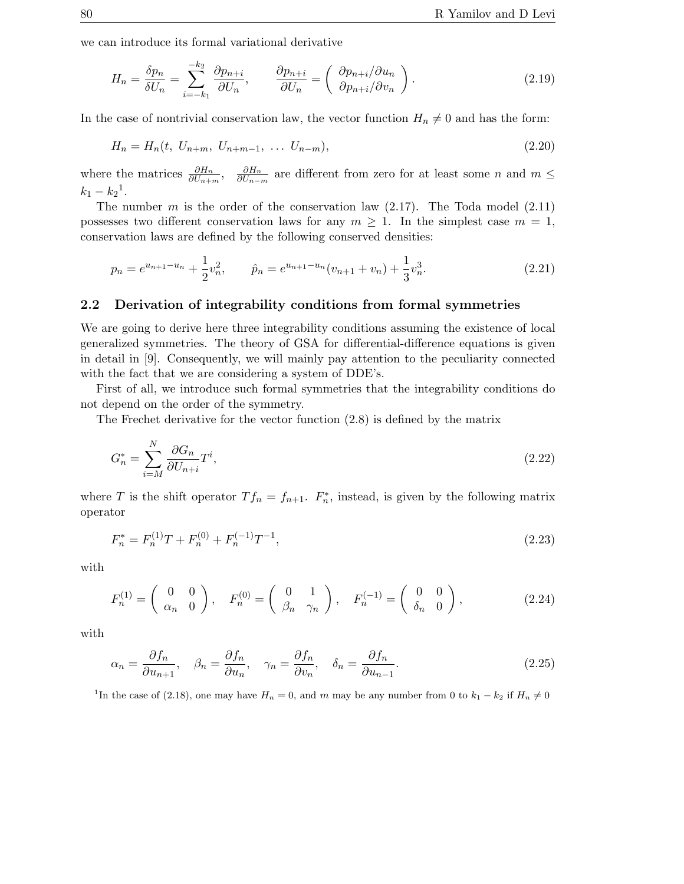we can introduce its formal variational derivative

$$H_n = \frac{\delta p_n}{\delta U_n} = \sum_{i=-k_1}^{-k_2} \frac{\partial p_{n+i}}{\partial U_n}, \qquad \frac{\partial p_{n+i}}{\partial U_n} = \begin{pmatrix} \partial p_{n+i}/\partial u_n \\ \partial p_{n+i}/\partial v_n \end{pmatrix}. \tag{2.19}$$

In the case of nontrivial conservation law, the vector function $H_n \neq 0$ and has the form:

$$H_n = H_n(t,\ U_{n+m},\ U_{n+m-1},\ \ldots\ U_{n-m}), \tag{2.20}$$

where the matrices $\frac{\partial H_n}{\partial U_{n+m}}$, $\frac{\partial H_n}{\partial U_{n-m}}$ are different from zero for at least some $n$ and $m \leq k_1 - k_2$[1].

The number $m$ is the order of the conservation law (2.17). The Toda model (2.11) possesses two different conservation laws for any $m \geq 1$. In the simplest case $m = 1$, conservation laws are defined by the following conserved densities:

$$p_n = e^{u_{n+1}-u_n} + \frac{1}{2}v_n^2, \qquad \hat{p}_n = e^{u_{n+1}-u_n}(v_{n+1} + v_n) + \frac{1}{3}v_n^3. \tag{2.21}$$

## 2.2 Derivation of integrability conditions from formal symmetries

We are going to derive here three integrability conditions assuming the existence of local generalized symmetries. The theory of GSA for differential-difference equations is given in detail in [9]. Consequently, we will mainly pay attention to the peculiarity connected with the fact that we are considering a system of DDE's.

First of all, we introduce such formal symmetries that the integrability conditions do not depend on the order of the symmetry.

The Frechet derivative for the vector function (2.8) is defined by the matrix

$$G_n^* = \sum_{i=M}^{N} \frac{\partial G_n}{\partial U_{n+i}} T^i, \tag{2.22}$$

where $T$ is the shift operator $T f_n = f_{n+1}$. $F_n^*$, instead, is given by the following matrix operator

$$F_n^* = F_n^{(1)} T + F_n^{(0)} + F_n^{(-1)} T^{-1}, \tag{2.23}$$

with

$$F_n^{(1)} = \begin{pmatrix} 0 & 0 \\ \alpha_n & 0 \end{pmatrix}, \quad F_n^{(0)} = \begin{pmatrix} 0 & 1 \\ \beta_n & \gamma_n \end{pmatrix}, \quad F_n^{(-1)} = \begin{pmatrix} 0 & 0 \\ \delta_n & 0 \end{pmatrix}, \tag{2.24}$$

with

$$\alpha_n = \frac{\partial f_n}{\partial u_{n+1}}, \quad \beta_n = \frac{\partial f_n}{\partial u_n}, \quad \gamma_n = \frac{\partial f_n}{\partial v_n}, \quad \delta_n = \frac{\partial f_n}{\partial u_{n-1}}. \tag{2.25}$$

[1] In the case of (2.18), one may have $H_n = 0$, and $m$ may be any number from 0 to $k_1 - k_2$ if $H_n \neq 0$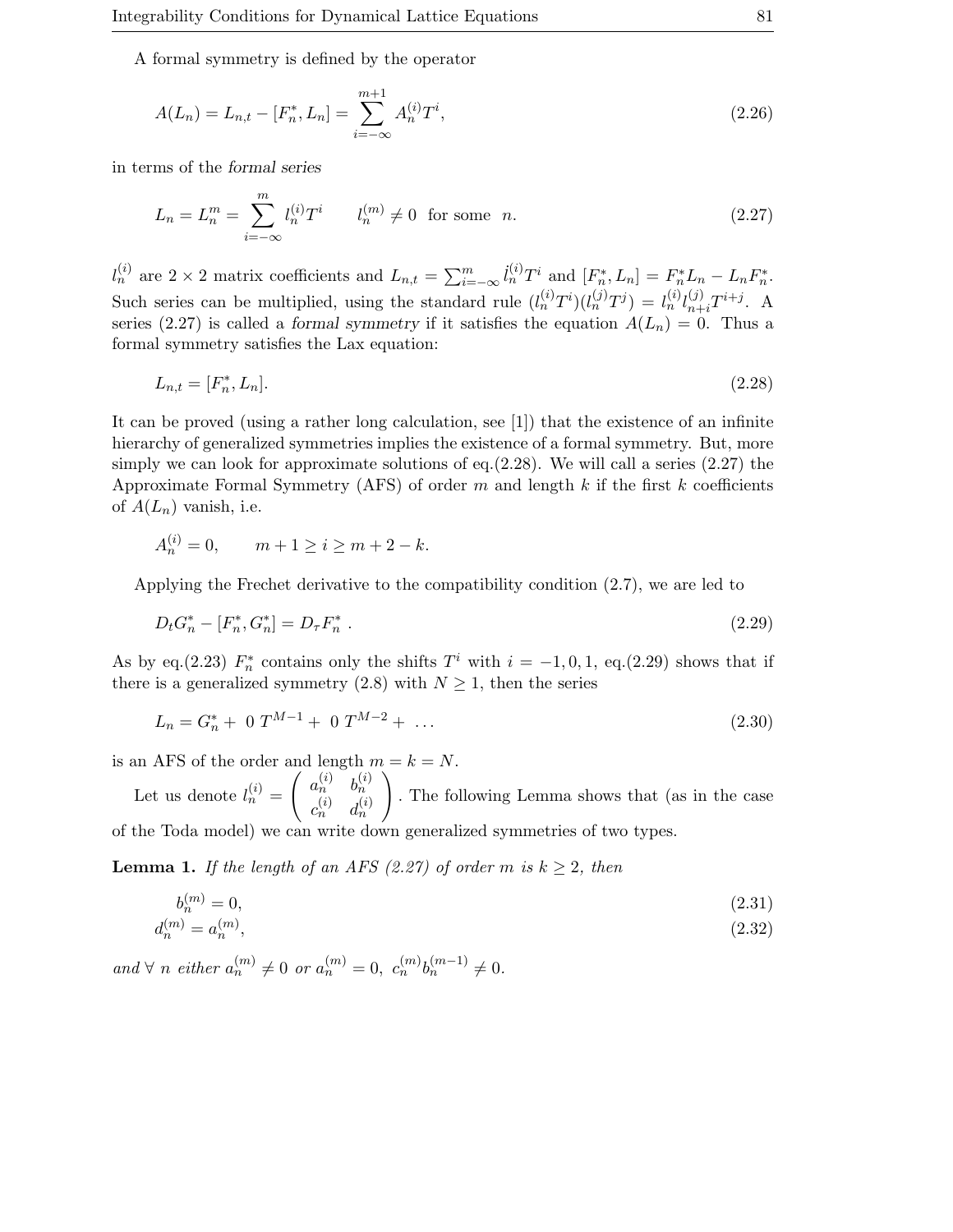A formal symmetry is defined by the operator

$$A(L_n) = L_{n,t} - [F_n^*, L_n] = \sum_{i=-\infty}^{m+1} A_n^{(i)} T^i, \tag{2.26}$$

in terms of the *formal series*

$$L_n = L_n^m = \sum_{i=-\infty}^{m} l_n^{(i)} T^i \qquad l_n^{(m)} \neq 0 \text{ for some } n. \tag{2.27}$$

$l_n^{(i)}$ are $2 \times 2$ matrix coefficients and $L_{n,t} = \sum_{i=-\infty}^{m} \dot{l}_n^{(i)} T^i$ and $[F_n^*, L_n] = F_n^* L_n - L_n F_n^*$. Such series can be multiplied, using the standard rule $(l_n^{(i)} T^i)(l_n^{(j)} T^j) = l_n^{(i)} l_{n+i}^{(j)} T^{i+j}$. A series (2.27) is called a *formal symmetry* if it satisfies the equation $A(L_n) = 0$. Thus a formal symmetry satisfies the Lax equation:

$$L_{n,t} = [F_n^*, L_n]. \tag{2.28}$$

It can be proved (using a rather long calculation, see [1]) that the existence of an infinite hierarchy of generalized symmetries implies the existence of a formal symmetry. But, more simply we can look for approximate solutions of eq.(2.28). We will call a series (2.27) the Approximate Formal Symmetry (AFS) of order $m$ and length $k$ if the first $k$ coefficients of $A(L_n)$ vanish, i.e.

$$A_n^{(i)} = 0, \qquad m + 1 \geq i \geq m + 2 - k.$$

Applying the Frechet derivative to the compatibility condition (2.7), we are led to

$$D_t G_n^* - [F_n^*, G_n^*] = D_\tau F_n^* \,. \tag{2.29}$$

As by eq.(2.23) $F_n^*$ contains only the shifts $T^i$ with $i = -1, 0, 1$, eq.(2.29) shows that if there is a generalized symmetry (2.8) with $N \geq 1$, then the series

$$L_n = G_n^* + \ 0 \ T^{M-1} + \ 0 \ T^{M-2} + \ \ldots \tag{2.30}$$

is an AFS of the order and length $m = k = N$.

Let us denote $l_n^{(i)} = \begin{pmatrix} a_n^{(i)} & b_n^{(i)} \\ c_n^{(i)} & d_n^{(i)} \end{pmatrix}$. The following Lemma shows that (as in the case of the Toda model) we can write down generalized symmetries of two types.

**Lemma 1.** *If the length of an AFS (2.27) of order $m$ is $k \geq 2$, then*

$$b_n^{(m)} = 0, \tag{2.31}$$

$$d_n^{(m)} = a_n^{(m)}, \tag{2.32}$$

*and $\forall$ $n$ either $a_n^{(m)} \neq 0$ or $a_n^{(m)} = 0,\ c_n^{(m)} b_n^{(m-1)} \neq 0$.*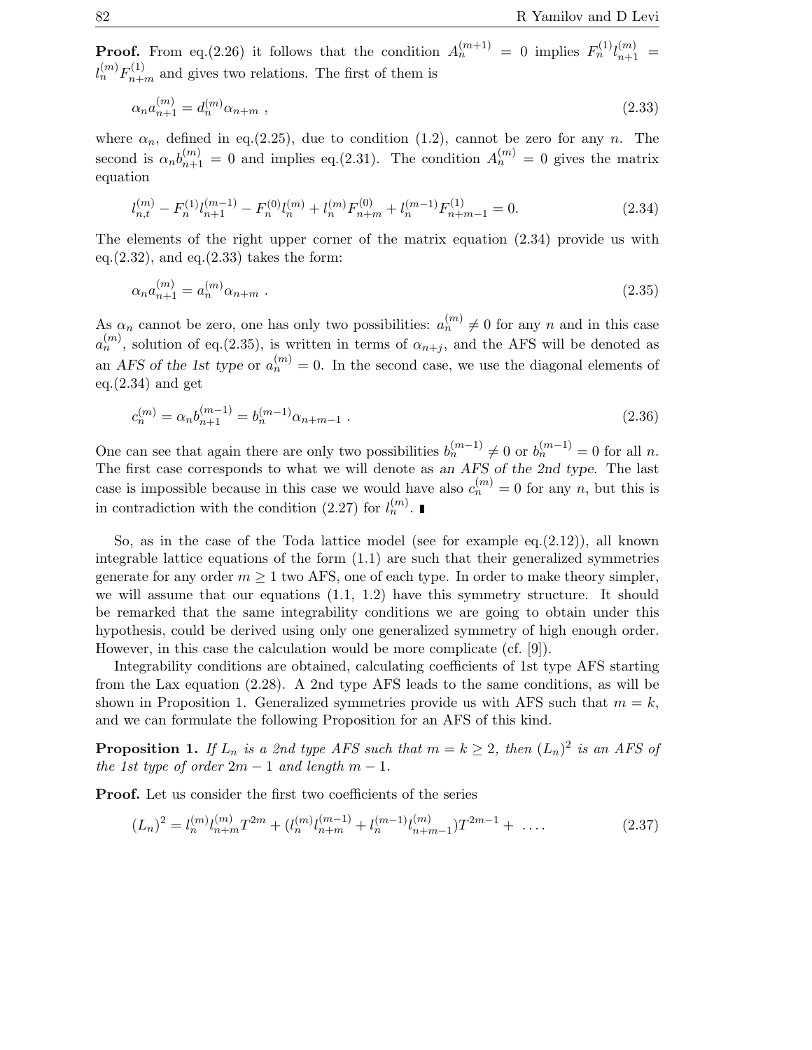**Proof.** From eq.(2.26) it follows that the condition $A_n^{(m+1)} = 0$ implies $F_n^{(1)} l_{n+1}^{(m)} = l_n^{(m)} F_{n+m}^{(1)}$ and gives two relations. The first of them is

$$\alpha_n a_{n+1}^{(m)} = d_n^{(m)} \alpha_{n+m} \ , \tag{2.33}$$

where $\alpha_n$, defined in eq.(2.25), due to condition (1.2), cannot be zero for any $n$. The second is $\alpha_n b_{n+1}^{(m)} = 0$ and implies eq.(2.31). The condition $A_n^{(m)} = 0$ gives the matrix equation

$$l_{n,t}^{(m)} - F_n^{(1)} l_{n+1}^{(m-1)} - F_n^{(0)} l_n^{(m)} + l_n^{(m)} F_{n+m}^{(0)} + l_n^{(m-1)} F_{n+m-1}^{(1)} = 0. \tag{2.34}$$

The elements of the right upper corner of the matrix equation (2.34) provide us with eq.(2.32), and eq.(2.33) takes the form:

$$\alpha_n a_{n+1}^{(m)} = a_n^{(m)} \alpha_{n+m} \ . \tag{2.35}$$

As $\alpha_n$ cannot be zero, one has only two possibilities: $a_n^{(m)} \neq 0$ for any $n$ and in this case $a_n^{(m)}$, solution of eq.(2.35), is written in terms of $\alpha_{n+j}$, and the AFS will be denoted as an *AFS of the 1st type* or $a_n^{(m)} = 0$. In the second case, we use the diagonal elements of eq.(2.34) and get

$$c_n^{(m)} = \alpha_n b_{n+1}^{(m-1)} = b_n^{(m-1)} \alpha_{n+m-1} \ . \tag{2.36}$$

One can see that again there are only two possibilities $b_n^{(m-1)} \neq 0$ or $b_n^{(m-1)} = 0$ for all $n$. The first case corresponds to what we will denote as *an AFS of the 2nd type*. The last case is impossible because in this case we would have also $c_n^{(m)} = 0$ for any $n$, but this is in contradiction with the condition (2.27) for $l_n^{(m)}$. ∎

So, as in the case of the Toda lattice model (see for example eq.(2.12)), all known integrable lattice equations of the form (1.1) are such that their generalized symmetries generate for any order $m \geq 1$ two AFS, one of each type. In order to make theory simpler, we will assume that our equations (1.1, 1.2) have this symmetry structure. It should be remarked that the same integrability conditions we are going to obtain under this hypothesis, could be derived using only one generalized symmetry of high enough order. However, in this case the calculation would be more complicate (cf. [9]).

Integrability conditions are obtained, calculating coefficients of 1st type AFS starting from the Lax equation (2.28). A 2nd type AFS leads to the same conditions, as will be shown in Proposition 1. Generalized symmetries provide us with AFS such that $m = k$, and we can formulate the following Proposition for an AFS of this kind.

**Proposition 1.** *If $L_n$ is a 2nd type AFS such that $m = k \geq 2$, then $(L_n)^2$ is an AFS of the 1st type of order $2m - 1$ and length $m - 1$.*

**Proof.** Let us consider the first two coefficients of the series

$$(L_n)^2 = l_n^{(m)} l_{n+m}^{(m)} T^{2m} + (l_n^{(m)} l_{n+m}^{(m-1)} + l_n^{(m-1)} l_{n+m-1}^{(m)}) T^{2m-1} + \ \ldots . \tag{2.37}$$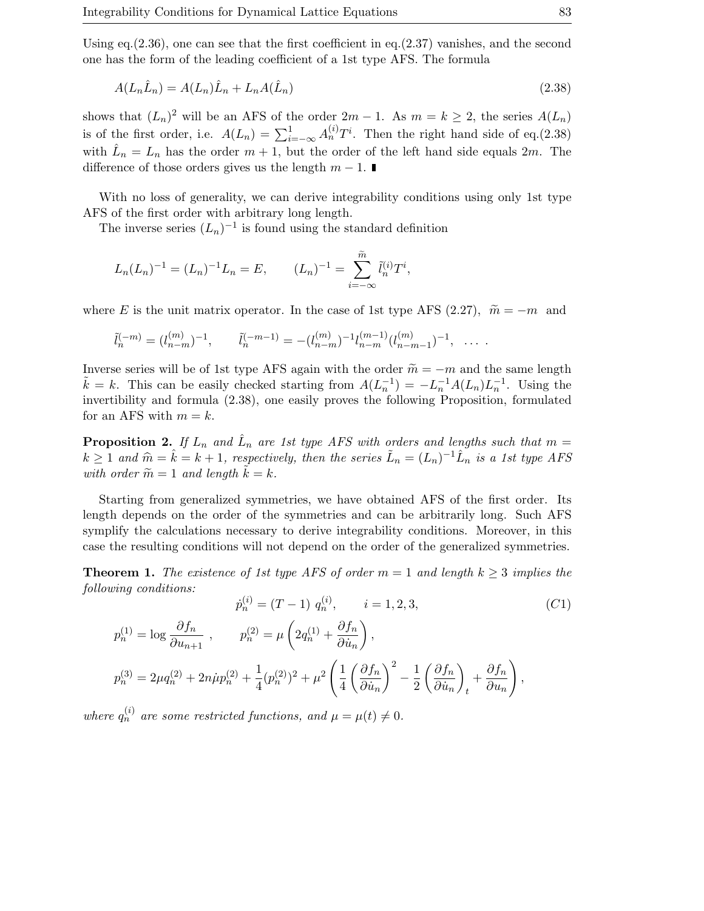Using eq.(2.36), one can see that the first coefficient in eq.(2.37) vanishes, and the second one has the form of the leading coefficient of a 1st type AFS. The formula

$$A(L_n \hat{L}_n) = A(L_n)\hat{L}_n + L_n A(\hat{L}_n) \tag{2.38}$$

shows that $(L_n)^2$ will be an AFS of the order $2m-1$. As $m = k \geq 2$, the series $A(L_n)$ is of the first order, i.e. $A(L_n) = \sum_{i=-\infty}^{1} A_n^{(i)} T^i$. Then the right hand side of eq.(2.38) with $\hat{L}_n = L_n$ has the order $m+1$, but the order of the left hand side equals $2m$. The difference of those orders gives us the length $m-1$. ∎

With no loss of generality, we can derive integrability conditions using only 1st type AFS of the first order with arbitrary long length.

The inverse series $(L_n)^{-1}$ is found using the standard definition

$$L_n (L_n)^{-1} = (L_n)^{-1} L_n = E, \qquad (L_n)^{-1} = \sum_{i=-\infty}^{\widetilde{m}} \tilde{l}_n^{(i)} T^i,$$

where $E$ is the unit matrix operator. In the case of 1st type AFS (2.27), $\widetilde{m} = -m$ and

$$\tilde{l}_n^{(-m)} = (l_{n-m}^{(m)})^{-1}, \qquad \tilde{l}_n^{(-m-1)} = -(l_{n-m}^{(m)})^{-1} l_{n-m}^{(m-1)} (l_{n-m-1}^{(m)})^{-1}, \quad \ldots \ .$$

Inverse series will be of 1st type AFS again with the order $\widetilde{m} = -m$ and the same length $\tilde{k} = k$. This can be easily checked starting from $A(L_n^{-1}) = -L_n^{-1} A(L_n) L_n^{-1}$. Using the invertibility and formula (2.38), one easily proves the following Proposition, formulated for an AFS with $m = k$.

**Proposition 2.** *If $L_n$ and $\hat{L}_n$ are 1st type AFS with orders and lengths such that $m = k \geq 1$ and $\widehat{m} = \hat{k} = k+1$, respectively, then the series $\tilde{L}_n = (L_n)^{-1}\hat{L}_n$ is a 1st type AFS with order $\widetilde{m} = 1$ and length $\tilde{k} = k$.*

Starting from generalized symmetries, we have obtained AFS of the first order. Its length depends on the order of the symmetries and can be arbitrarily long. Such AFS symplify the calculations necessary to derive integrability conditions. Moreover, in this case the resulting conditions will not depend on the order of the generalized symmetries.

**Theorem 1.** *The existence of 1st type AFS of order $m = 1$ and length $k \geq 3$ implies the following conditions:*

$$\dot{p}_n^{(i)} = (T-1)\, q_n^{(i)}, \qquad i = 1, 2, 3, \tag{C1}$$

$$p_n^{(1)} = \log \frac{\partial f_n}{\partial u_{n+1}}\ , \qquad p_n^{(2)} = \mu \left( 2 q_n^{(1)} + \frac{\partial f_n}{\partial \dot{u}_n} \right),$$

$$p_n^{(3)} = 2\mu q_n^{(2)} + 2n\dot{\mu} p_n^{(2)} + \frac{1}{4}(p_n^{(2)})^2 + \mu^2 \left( \frac{1}{4}\left(\frac{\partial f_n}{\partial \dot{u}_n}\right)^2 - \frac{1}{2}\left(\frac{\partial f_n}{\partial \dot{u}_n}\right)_t + \frac{\partial f_n}{\partial u_n} \right),$$

*where $q_n^{(i)}$ are some restricted functions, and $\mu = \mu(t) \neq 0$.*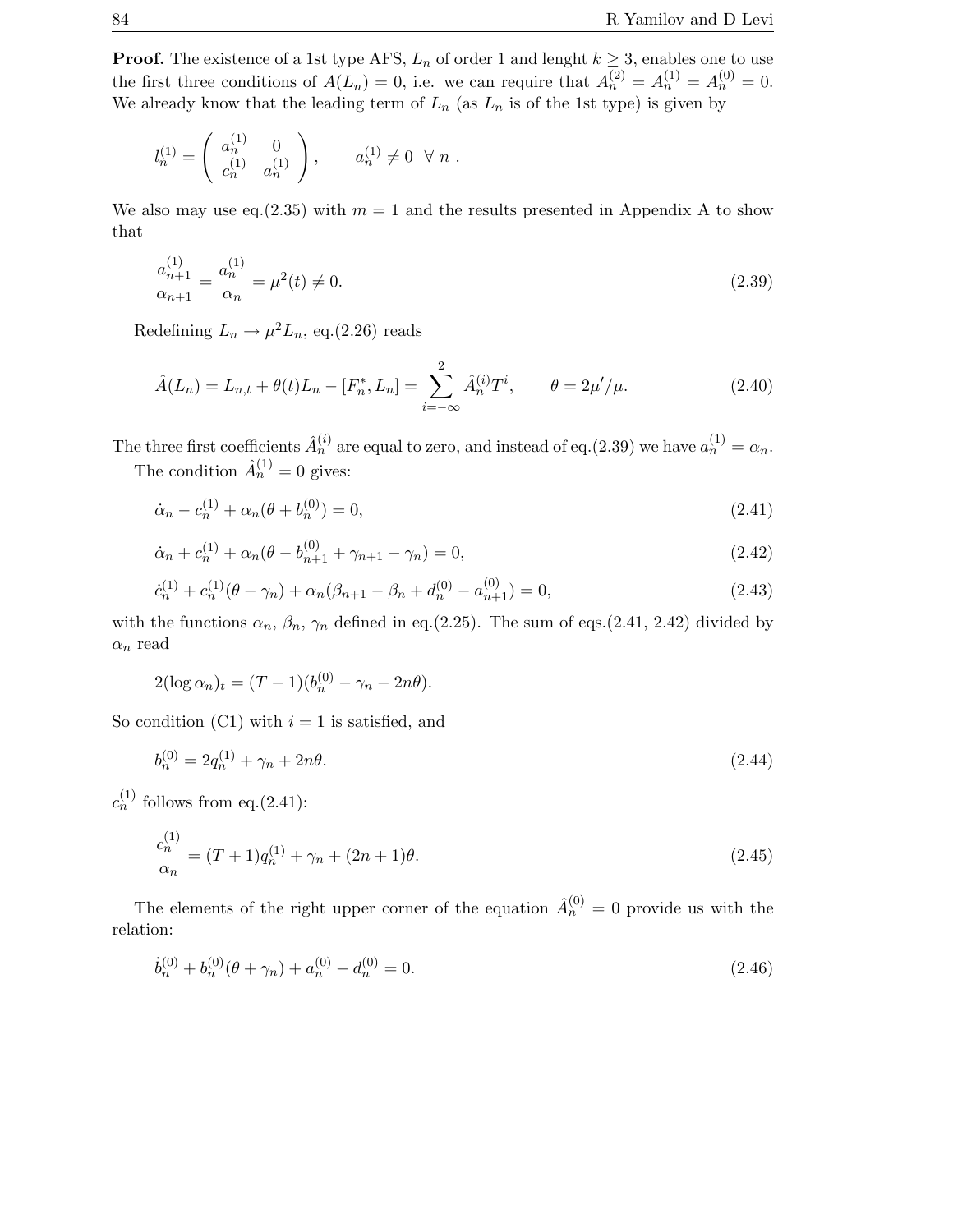**Proof.** The existence of a 1st type AFS, $L_n$ of order 1 and lenght $k \geq 3$, enables one to use the first three conditions of $A(L_n) = 0$, i.e. we can require that $A_n^{(2)} = A_n^{(1)} = A_n^{(0)} = 0$. We already know that the leading term of $L_n$ (as $L_n$ is of the 1st type) is given by

$$l_n^{(1)} = \begin{pmatrix} a_n^{(1)} & 0 \\ c_n^{(1)} & a_n^{(1)} \end{pmatrix}, \qquad a_n^{(1)} \neq 0 \ \ \forall \ n \ .$$

We also may use eq.(2.35) with $m = 1$ and the results presented in Appendix A to show that

$$\frac{a_{n+1}^{(1)}}{\alpha_{n+1}} = \frac{a_n^{(1)}}{\alpha_n} = \mu^2(t) \neq 0. \tag{2.39}$$

Redefining $L_n \to \mu^2 L_n$, eq.(2.26) reads

$$\hat{A}(L_n) = L_{n,t} + \theta(t) L_n - [F_n^*, L_n] = \sum_{i=-\infty}^{2} \hat{A}_n^{(i)} T^i, \qquad \theta = 2\mu'/\mu. \tag{2.40}$$

The three first coefficients $\hat{A}_n^{(i)}$ are equal to zero, and instead of eq.(2.39) we have $a_n^{(1)} = \alpha_n$.

The condition $\hat{A}_n^{(1)} = 0$ gives:

$$\dot{\alpha}_n - c_n^{(1)} + \alpha_n(\theta + b_n^{(0)}) = 0, \tag{2.41}$$

$$\dot{\alpha}_n + c_n^{(1)} + \alpha_n(\theta - b_{n+1}^{(0)} + \gamma_{n+1} - \gamma_n) = 0, \tag{2.42}$$

$$\dot{c}_n^{(1)} + c_n^{(1)}(\theta - \gamma_n) + \alpha_n(\beta_{n+1} - \beta_n + d_n^{(0)} - a_{n+1}^{(0)}) = 0, \tag{2.43}$$

with the functions $\alpha_n$, $\beta_n$, $\gamma_n$ defined in eq.(2.25). The sum of eqs.(2.41, 2.42) divided by $\alpha_n$ read

$$2(\log \alpha_n)_t = (T - 1)(b_n^{(0)} - \gamma_n - 2n\theta).$$

So condition (C1) with $i = 1$ is satisfied, and

$$b_n^{(0)} = 2q_n^{(1)} + \gamma_n + 2n\theta. \tag{2.44}$$

$c_n^{(1)}$ follows from eq.(2.41):

$$\frac{c_n^{(1)}}{\alpha_n} = (T + 1)q_n^{(1)} + \gamma_n + (2n + 1)\theta. \tag{2.45}$$

The elements of the right upper corner of the equation $\hat{A}_n^{(0)} = 0$ provide us with the relation:

$$\dot{b}_n^{(0)} + b_n^{(0)}(\theta + \gamma_n) + a_n^{(0)} - d_n^{(0)} = 0. \tag{2.46}$$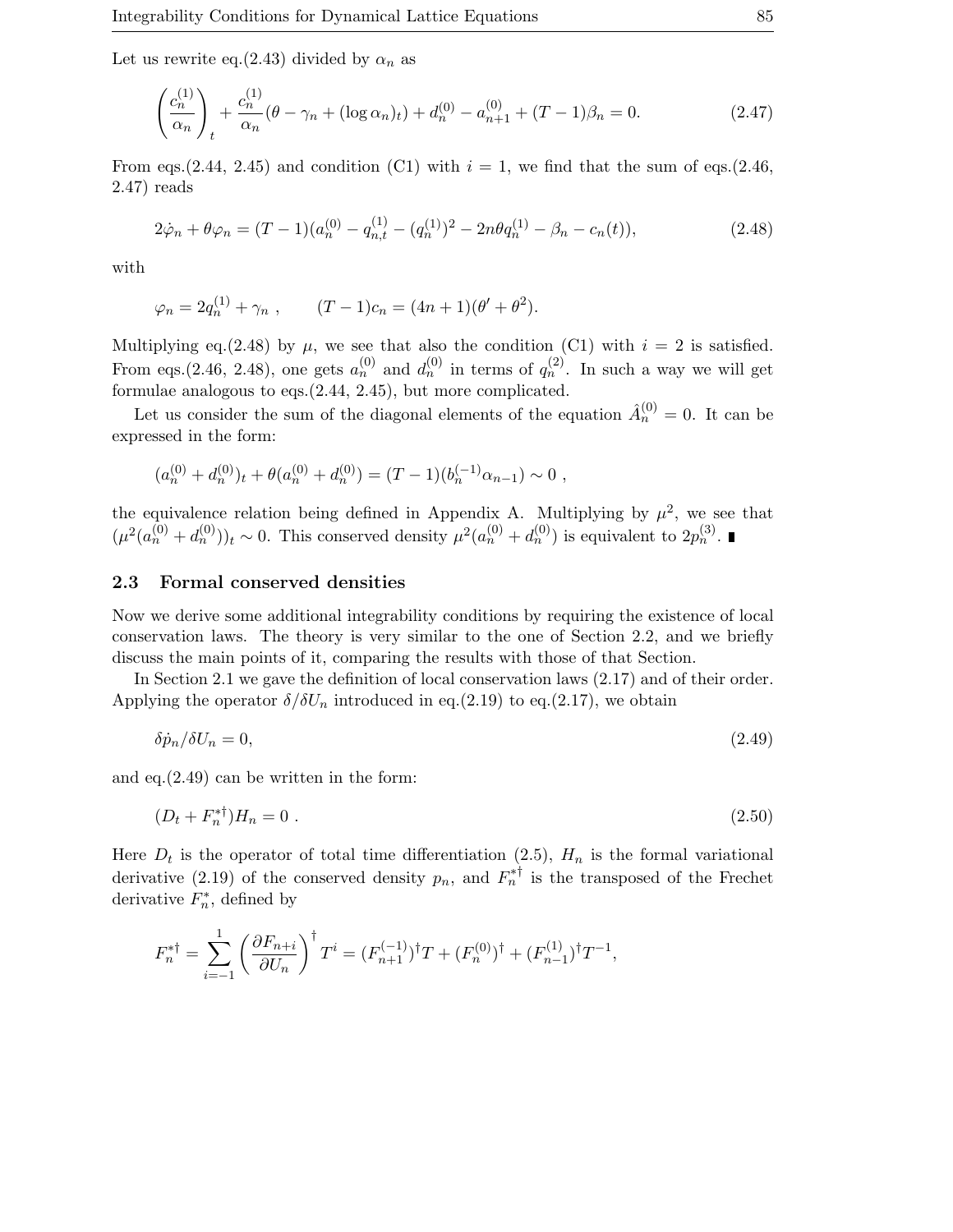Let us rewrite eq.(2.43) divided by $\alpha_n$ as

$$\left(\frac{c_n^{(1)}}{\alpha_n}\right)_t + \frac{c_n^{(1)}}{\alpha_n}(\theta - \gamma_n + (\log \alpha_n)_t) + d_n^{(0)} - a_{n+1}^{(0)} + (T-1)\beta_n = 0. \tag{2.47}$$

From eqs.(2.44, 2.45) and condition (C1) with $i = 1$, we find that the sum of eqs.(2.46, 2.47) reads

$$2\dot{\varphi}_n + \theta\varphi_n = (T-1)(a_n^{(0)} - q_{n,t}^{(1)} - (q_n^{(1)})^2 - 2n\theta q_n^{(1)} - \beta_n - c_n(t)), \tag{2.48}$$

with

$$\varphi_n = 2q_n^{(1)} + \gamma_n \ , \qquad (T-1)c_n = (4n+1)(\theta' + \theta^2).$$

Multiplying eq.(2.48) by $\mu$, we see that also the condition (C1) with $i = 2$ is satisfied. From eqs.(2.46, 2.48), one gets $a_n^{(0)}$ and $d_n^{(0)}$ in terms of $q_n^{(2)}$. In such a way we will get formulae analogous to eqs.(2.44, 2.45), but more complicated.

Let us consider the sum of the diagonal elements of the equation $\hat{A}_n^{(0)} = 0$. It can be expressed in the form:

$$(a_n^{(0)} + d_n^{(0)})_t + \theta(a_n^{(0)} + d_n^{(0)}) = (T-1)(b_n^{(-1)}\alpha_{n-1}) \sim 0 \ ,$$

the equivalence relation being defined in Appendix A. Multiplying by $\mu^2$, we see that $(\mu^2(a_n^{(0)} + d_n^{(0)}))_t \sim 0$. This conserved density $\mu^2(a_n^{(0)} + d_n^{(0)})$ is equivalent to $2p_n^{(3)}$. ∎

### 2.3 Formal conserved densities

Now we derive some additional integrability conditions by requiring the existence of local conservation laws. The theory is very similar to the one of Section 2.2, and we briefly discuss the main points of it, comparing the results with those of that Section.

In Section 2.1 we gave the definition of local conservation laws (2.17) and of their order. Applying the operator $\delta/\delta U_n$ introduced in eq.(2.19) to eq.(2.17), we obtain

$$\delta\dot{p}_n/\delta U_n = 0, \tag{2.49}$$

and eq.(2.49) can be written in the form:

$$(D_t + F_n^{*\dagger})H_n = 0 \ . \tag{2.50}$$

Here $D_t$ is the operator of total time differentiation (2.5), $H_n$ is the formal variational derivative (2.19) of the conserved density $p_n$, and $F_n^{*\dagger}$ is the transposed of the Frechet derivative $F_n^*$, defined by

$$F_n^{*\dagger} = \sum_{i=-1}^{1}\left(\frac{\partial F_{n+i}}{\partial U_n}\right)^\dagger T^i = (F_{n+1}^{(-1)})^\dagger T + (F_n^{(0)})^\dagger + (F_{n-1}^{(1)})^\dagger T^{-1},$$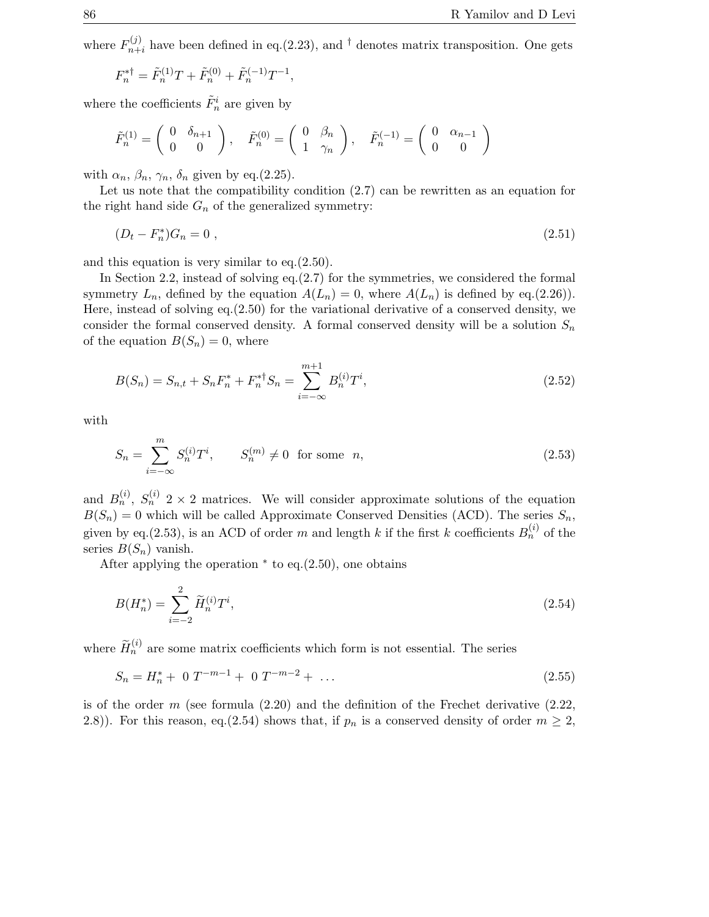where $F_{n+i}^{(j)}$ have been defined in eq.(2.23), and $^\dagger$ denotes matrix transposition. One gets

$$F_n^{*\dagger} = \tilde{F}_n^{(1)} T + \tilde{F}_n^{(0)} + \tilde{F}_n^{(-1)} T^{-1},$$

where the coefficients $\tilde{F}_n^i$ are given by

$$\tilde{F}_n^{(1)} = \begin{pmatrix} 0 & \delta_{n+1} \\ 0 & 0 \end{pmatrix}, \quad \tilde{F}_n^{(0)} = \begin{pmatrix} 0 & \beta_n \\ 1 & \gamma_n \end{pmatrix}, \quad \tilde{F}_n^{(-1)} = \begin{pmatrix} 0 & \alpha_{n-1} \\ 0 & 0 \end{pmatrix}$$

with $\alpha_n$, $\beta_n$, $\gamma_n$, $\delta_n$ given by eq.(2.25).

Let us note that the compatibility condition (2.7) can be rewritten as an equation for the right hand side $G_n$ of the generalized symmetry:

$$(D_t - F_n^*) G_n = 0 \ , \tag{2.51}$$

and this equation is very similar to eq.(2.50).

In Section 2.2, instead of solving eq.(2.7) for the symmetries, we considered the formal symmetry $L_n$, defined by the equation $A(L_n) = 0$, where $A(L_n)$ is defined by eq.(2.26)). Here, instead of solving eq.(2.50) for the variational derivative of a conserved density, we consider the formal conserved density. A formal conserved density will be a solution $S_n$ of the equation $B(S_n) = 0$, where

$$B(S_n) = S_{n,t} + S_n F_n^* + F_n^{*\dagger} S_n = \sum_{i=-\infty}^{m+1} B_n^{(i)} T^i, \tag{2.52}$$

with

$$S_n = \sum_{i=-\infty}^{m} S_n^{(i)} T^i, \qquad S_n^{(m)} \neq 0 \ \text{ for some } \ n, \tag{2.53}$$

and $B_n^{(i)}$, $S_n^{(i)}$ $2 \times 2$ matrices. We will consider approximate solutions of the equation $B(S_n) = 0$ which will be called Approximate Conserved Densities (ACD). The series $S_n$, given by eq.(2.53), is an ACD of order $m$ and length $k$ if the first $k$ coefficients $B_n^{(i)}$ of the series $B(S_n)$ vanish.

After applying the operation $^*$ to eq.(2.50), one obtains

$$B(H_n^*) = \sum_{i=-2}^{2} \widetilde{H}_n^{(i)} T^i, \tag{2.54}$$

where $\widetilde{H}_n^{(i)}$ are some matrix coefficients which form is not essential. The series

$$S_n = H_n^* + \ 0 \ T^{-m-1} + \ 0 \ T^{-m-2} + \ \ldots \tag{2.55}$$

is of the order $m$ (see formula (2.20) and the definition of the Frechet derivative (2.22, 2.8)). For this reason, eq.(2.54) shows that, if $p_n$ is a conserved density of order $m \geq 2$,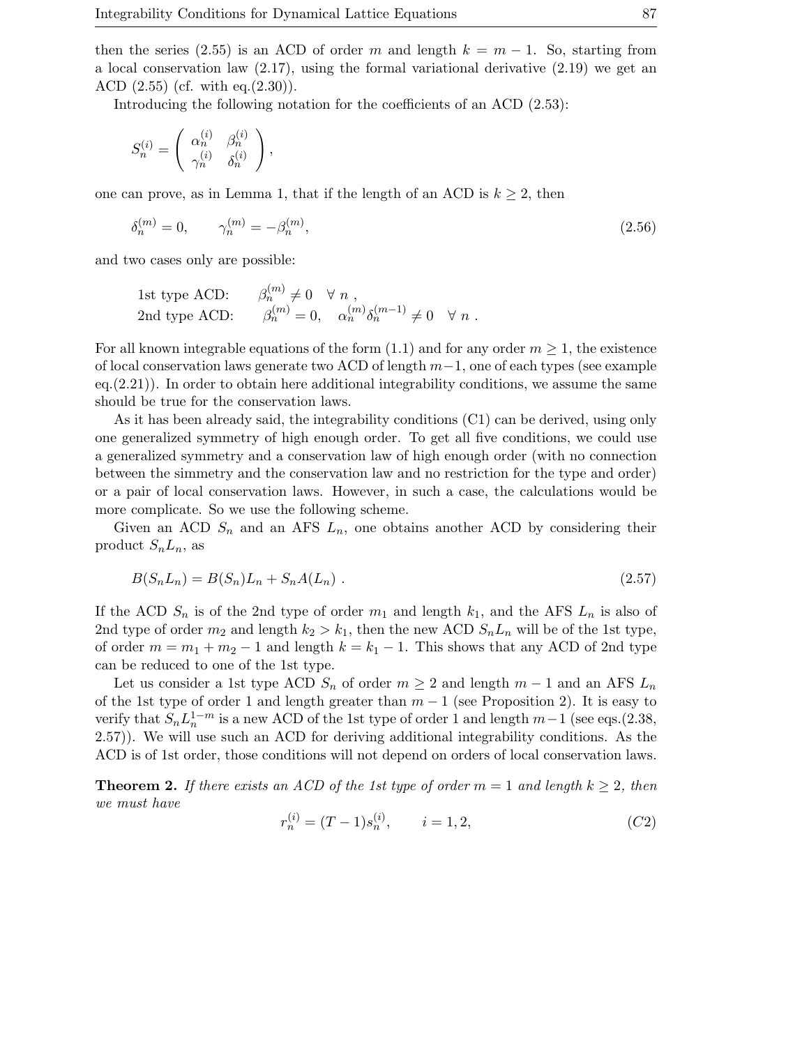then the series (2.55) is an ACD of order $m$ and length $k = m-1$. So, starting from a local conservation law (2.17), using the formal variational derivative (2.19) we get an ACD (2.55) (cf. with eq.(2.30)).

Introducing the following notation for the coefficients of an ACD (2.53):

$$S_n^{(i)} = \begin{pmatrix} \alpha_n^{(i)} & \beta_n^{(i)} \\ \gamma_n^{(i)} & \delta_n^{(i)} \end{pmatrix},$$

one can prove, as in Lemma 1, that if the length of an ACD is $k \geq 2$, then

$$\delta_n^{(m)} = 0, \qquad \gamma_n^{(m)} = -\beta_n^{(m)}, \tag{2.56}$$

and two cases only are possible:

$$\begin{array}{ll} \text{1st type ACD:} & \beta_n^{(m)} \neq 0 \quad \forall\, n\,, \\ \text{2nd type ACD:} & \beta_n^{(m)} = 0, \quad \alpha_n^{(m)}\delta_n^{(m-1)} \neq 0 \quad \forall\, n\,. \end{array}$$

For all known integrable equations of the form (1.1) and for any order $m \geq 1$, the existence of local conservation laws generate two ACD of length $m-1$, one of each types (see example eq.(2.21)). In order to obtain here additional integrability conditions, we assume the same should be true for the conservation laws.

As it has been already said, the integrability conditions (C1) can be derived, using only one generalized symmetry of high enough order. To get all five conditions, we could use a generalized symmetry and a conservation law of high enough order (with no connection between the simmetry and the conservation law and no restriction for the type and order) or a pair of local conservation laws. However, in such a case, the calculations would be more complicate. So we use the following scheme.

Given an ACD $S_n$ and an AFS $L_n$, one obtains another ACD by considering their product $S_nL_n$, as

$$B(S_nL_n) = B(S_n)L_n + S_nA(L_n)\,. \tag{2.57}$$

If the ACD $S_n$ is of the 2nd type of order $m_1$ and length $k_1$, and the AFS $L_n$ is also of 2nd type of order $m_2$ and length $k_2 > k_1$, then the new ACD $S_nL_n$ will be of the 1st type, of order $m = m_1 + m_2 - 1$ and length $k = k_1 - 1$. This shows that any ACD of 2nd type can be reduced to one of the 1st type.

Let us consider a 1st type ACD $S_n$ of order $m \geq 2$ and length $m-1$ and an AFS $L_n$ of the 1st type of order 1 and length greater than $m-1$ (see Proposition 2). It is easy to verify that $S_nL_n^{1-m}$ is a new ACD of the 1st type of order 1 and length $m-1$ (see eqs.(2.38, 2.57)). We will use such an ACD for deriving additional integrability conditions. As the ACD is of 1st order, those conditions will not depend on orders of local conservation laws.

**Theorem 2.** *If there exists an ACD of the 1st type of order $m = 1$ and length $k \geq 2$, then we must have*

$$r_n^{(i)} = (T-1)s_n^{(i)}, \qquad i = 1, 2, \tag{C2}$$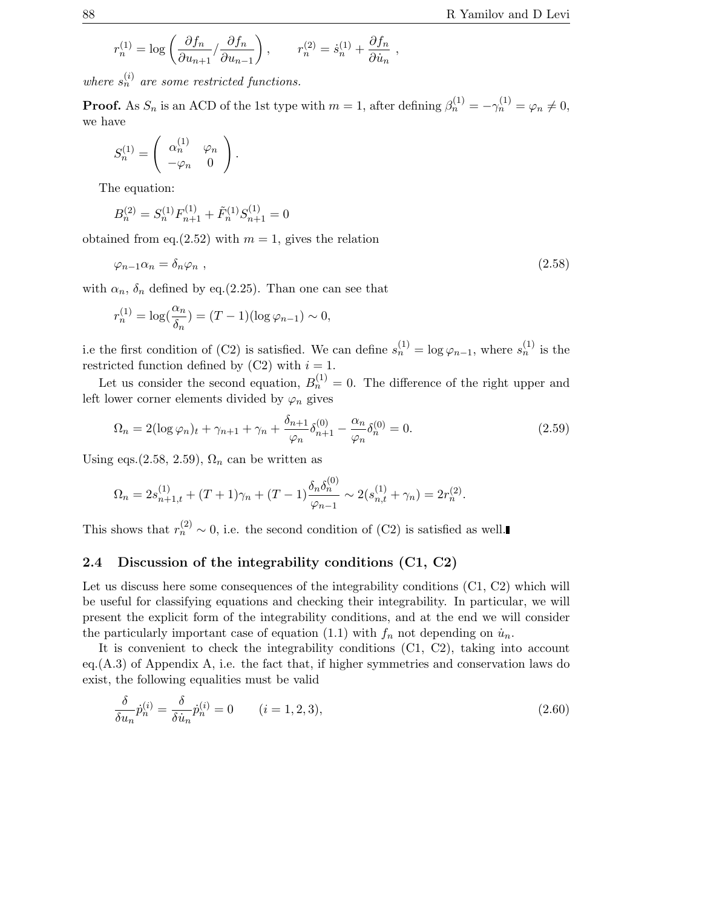$$r_n^{(1)} = \log\left(\frac{\partial f_n}{\partial u_{n+1}} / \frac{\partial f_n}{\partial u_{n-1}}\right), \qquad r_n^{(2)} = \dot{s}_n^{(1)} + \frac{\partial f_n}{\partial \dot{u}_n} \ ,$$

*where $s_n^{(i)}$ are some restricted functions.*

**Proof.** As $S_n$ is an ACD of the 1st type with $m = 1$, after defining $\beta_n^{(1)} = -\gamma_n^{(1)} = \varphi_n \neq 0$, we have

$$S_n^{(1)} = \begin{pmatrix} \alpha_n^{(1)} & \varphi_n \\ -\varphi_n & 0 \end{pmatrix}.$$

The equation:

$$B_n^{(2)} = S_n^{(1)} F_{n+1}^{(1)} + \tilde{F}_n^{(1)} S_{n+1}^{(1)} = 0$$

obtained from eq.(2.52) with $m = 1$, gives the relation

$$\varphi_{n-1}\alpha_n = \delta_n \varphi_n \ , \tag{2.58}$$

with $\alpha_n$, $\delta_n$ defined by eq.(2.25). Than one can see that

$$r_n^{(1)} = \log(\frac{\alpha_n}{\delta_n}) = (T-1)(\log \varphi_{n-1}) \sim 0,$$

i.e the first condition of (C2) is satisfied. We can define $s_n^{(1)} = \log \varphi_{n-1}$, where $s_n^{(1)}$ is the restricted function defined by (C2) with $i = 1$.

Let us consider the second equation, $B_n^{(1)} = 0$. The difference of the right upper and left lower corner elements divided by $\varphi_n$ gives

$$\Omega_n = 2(\log \varphi_n)_t + \gamma_{n+1} + \gamma_n + \frac{\delta_{n+1}}{\varphi_n}\delta_{n+1}^{(0)} - \frac{\alpha_n}{\varphi_n}\delta_n^{(0)} = 0. \tag{2.59}$$

Using eqs.(2.58, 2.59), $\Omega_n$ can be written as

$$\Omega_n = 2s_{n+1,t}^{(1)} + (T+1)\gamma_n + (T-1)\frac{\delta_n \delta_n^{(0)}}{\varphi_{n-1}} \sim 2(s_{n,t}^{(1)} + \gamma_n) = 2r_n^{(2)}.$$

This shows that $r_n^{(2)} \sim 0$, i.e. the second condition of (C2) is satisfied as well. ∎

## 2.4 Discussion of the integrability conditions (C1, C2)

Let us discuss here some consequences of the integrability conditions (C1, C2) which will be useful for classifying equations and checking their integrability. In particular, we will present the explicit form of the integrability conditions, and at the end we will consider the particularly important case of equation (1.1) with $f_n$ not depending on $\dot{u}_n$.

It is convenient to check the integrability conditions (C1, C2), taking into account eq.(A.3) of Appendix A, i.e. the fact that, if higher symmetries and conservation laws do exist, the following equalities must be valid

$$\frac{\delta}{\delta u_n}\dot{p}_n^{(i)} = \frac{\delta}{\delta \dot{u}_n}\dot{p}_n^{(i)} = 0 \qquad (i = 1, 2, 3), \tag{2.60}$$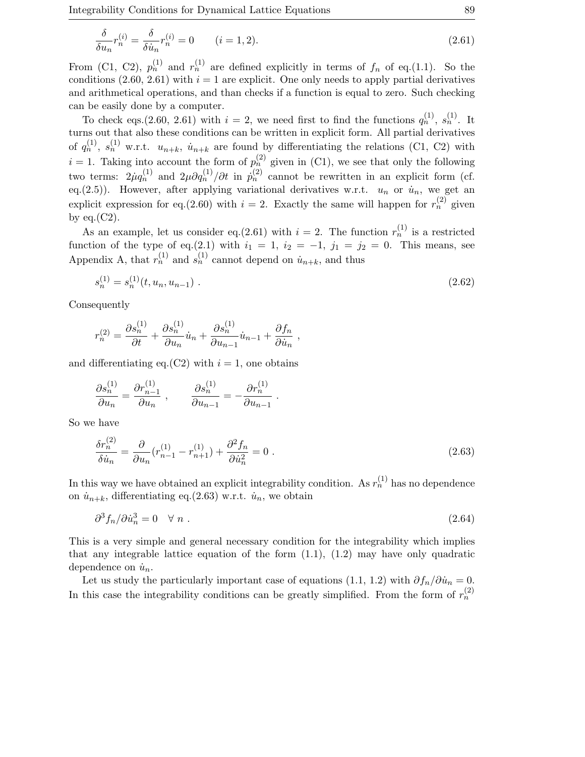$$\frac{\delta}{\delta u_n} r_n^{(i)} = \frac{\delta}{\delta \dot{u}_n} r_n^{(i)} = 0 \qquad (i = 1, 2). \tag{2.61}$$

From (C1, C2), $p_n^{(1)}$ and $r_n^{(1)}$ are defined explicitly in terms of $f_n$ of eq.(1.1). So the conditions (2.60, 2.61) with $i = 1$ are explicit. One only needs to apply partial derivatives and arithmetical operations, and than checks if a function is equal to zero. Such checking can be easily done by a computer.

To check eqs.(2.60, 2.61) with $i = 2$, we need first to find the functions $q_n^{(1)}$, $s_n^{(1)}$. It turns out that also these conditions can be written in explicit form. All partial derivatives of $q_n^{(1)}$, $s_n^{(1)}$ w.r.t. $u_{n+k}$, $\dot{u}_{n+k}$ are found by differentiating the relations (C1, C2) with $i = 1$. Taking into account the form of $p_n^{(2)}$ given in (C1), we see that only the following two terms: $2\dot{\mu} q_n^{(1)}$ and $2\mu \partial q_n^{(1)}/\partial t$ in $\dot{p}_n^{(2)}$ cannot be rewritten in an explicit form (cf. eq.(2.5)). However, after applying variational derivatives w.r.t. $u_n$ or $\dot{u}_n$, we get an explicit expression for eq.(2.60) with $i = 2$. Exactly the same will happen for $r_n^{(2)}$ given by eq.(C2).

As an example, let us consider eq.(2.61) with $i = 2$. The function $r_n^{(1)}$ is a restricted function of the type of eq.(2.1) with $i_1 = 1$, $i_2 = -1$, $j_1 = j_2 = 0$. This means, see Appendix A, that $r_n^{(1)}$ and $s_n^{(1)}$ cannot depend on $\dot{u}_{n+k}$, and thus

$$s_n^{(1)} = s_n^{(1)}(t, u_n, u_{n-1}) \ . \tag{2.62}$$

Consequently

$$r_n^{(2)} = \frac{\partial s_n^{(1)}}{\partial t} + \frac{\partial s_n^{(1)}}{\partial u_n} \dot{u}_n + \frac{\partial s_n^{(1)}}{\partial u_{n-1}} \dot{u}_{n-1} + \frac{\partial f_n}{\partial \dot{u}_n} \ ,$$

and differentiating eq.(C2) with $i = 1$, one obtains

$$\frac{\partial s_n^{(1)}}{\partial u_n} = \frac{\partial r_{n-1}^{(1)}}{\partial u_n} \ , \qquad \frac{\partial s_n^{(1)}}{\partial u_{n-1}} = -\frac{\partial r_n^{(1)}}{\partial u_{n-1}} \ .$$

So we have

$$\frac{\delta r_n^{(2)}}{\delta \dot{u}_n} = \frac{\partial}{\partial u_n} (r_{n-1}^{(1)} - r_{n+1}^{(1)}) + \frac{\partial^2 f_n}{\partial \dot{u}_n^2} = 0 \ . \tag{2.63}$$

In this way we have obtained an explicit integrability condition. As $r_n^{(1)}$ has no dependence on $\dot{u}_{n+k}$, differentiating eq.(2.63) w.r.t. $\dot{u}_n$, we obtain

$$\partial^3 f_n / \partial \dot{u}_n^3 = 0 \quad \forall \ n \ . \tag{2.64}$$

This is a very simple and general necessary condition for the integrability which implies that any integrable lattice equation of the form (1.1), (1.2) may have only quadratic dependence on $\dot{u}_n$.

Let us study the particularly important case of equations (1.1, 1.2) with $\partial f_n / \partial \dot{u}_n = 0$. In this case the integrability conditions can be greatly simplified. From the form of $r_n^{(2)}$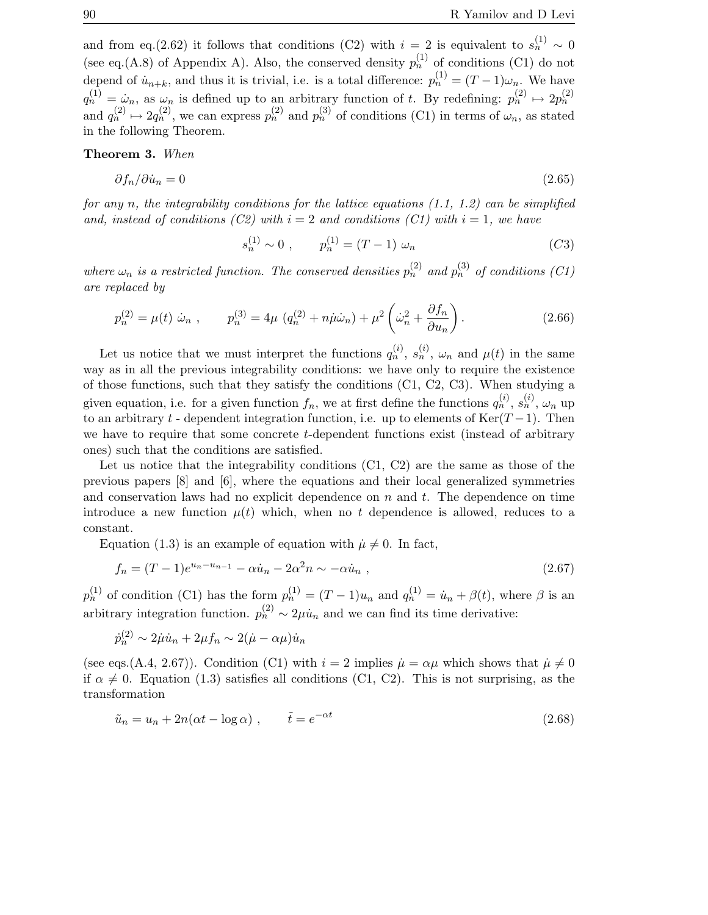and from eq.(2.62) it follows that conditions (C2) with $i = 2$ is equivalent to $s_n^{(1)} \sim 0$ (see eq.(A.8) of Appendix A). Also, the conserved density $p_n^{(1)}$ of conditions (C1) do not depend of $\dot{u}_{n+k}$, and thus it is trivial, i.e. is a total difference: $p_n^{(1)} = (T-1)\omega_n$. We have $q_n^{(1)} = \dot{\omega}_n$, as $\omega_n$ is defined up to an arbitrary function of $t$. By redefining: $p_n^{(2)} \mapsto 2p_n^{(2)}$ and $q_n^{(2)} \mapsto 2q_n^{(2)}$, we can express $p_n^{(2)}$ and $p_n^{(3)}$ of conditions (C1) in terms of $\omega_n$, as stated in the following Theorem.

**Theorem 3.** *When*

$$\partial f_n / \partial \dot{u}_n = 0 \tag{2.65}$$

*for any $n$, the integrability conditions for the lattice equations (1.1, 1.2) can be simplified and, instead of conditions (C2) with $i = 2$ and conditions (C1) with $i = 1$, we have*

$$s_n^{(1)} \sim 0 \ , \qquad p_n^{(1)} = (T-1)\ \omega_n \tag{C3}$$

*where $\omega_n$ is a restricted function. The conserved densities $p_n^{(2)}$ and $p_n^{(3)}$ of conditions (C1) are replaced by*

$$p_n^{(2)} = \mu(t)\ \dot{\omega}_n \ , \qquad p_n^{(3)} = 4\mu\ (q_n^{(2)} + n\dot{\mu}\dot{\omega}_n) + \mu^2 \left( \dot{\omega}_n^2 + \frac{\partial f_n}{\partial u_n} \right). \tag{2.66}$$

Let us notice that we must interpret the functions $q_n^{(i)}$, $s_n^{(i)}$, $\omega_n$ and $\mu(t)$ in the same way as in all the previous integrability conditions: we have only to require the existence of those functions, such that they satisfy the conditions (C1, C2, C3). When studying a given equation, i.e. for a given function $f_n$, we at first define the functions $q_n^{(i)}$, $s_n^{(i)}$, $\omega_n$ up to an arbitrary $t$ - dependent integration function, i.e. up to elements of $\mathrm{Ker}(T-1)$. Then we have to require that some concrete $t$-dependent functions exist (instead of arbitrary ones) such that the conditions are satisfied.

Let us notice that the integrability conditions (C1, C2) are the same as those of the previous papers [8] and [6], where the equations and their local generalized symmetries and conservation laws had no explicit dependence on $n$ and $t$. The dependence on time introduce a new function $\mu(t)$ which, when no $t$ dependence is allowed, reduces to a constant.

Equation (1.3) is an example of equation with $\dot{\mu} \neq 0$. In fact,

$$f_n = (T-1)e^{u_n - u_{n-1}} - \alpha\dot{u}_n - 2\alpha^2 n \sim -\alpha\dot{u}_n \ , \tag{2.67}$$

$p_n^{(1)}$ of condition (C1) has the form $p_n^{(1)} = (T-1)u_n$ and $q_n^{(1)} = \dot{u}_n + \beta(t)$, where $\beta$ is an arbitrary integration function. $p_n^{(2)} \sim 2\mu\dot{u}_n$ and we can find its time derivative:

$$\dot{p}_n^{(2)} \sim 2\dot{\mu}\dot{u}_n + 2\mu f_n \sim 2(\dot{\mu} - \alpha\mu)\dot{u}_n$$

(see eqs.(A.4, 2.67)). Condition (C1) with $i = 2$ implies $\dot{\mu} = \alpha\mu$ which shows that $\dot{\mu} \neq 0$ if $\alpha \neq 0$. Equation (1.3) satisfies all conditions (C1, C2). This is not surprising, as the transformation

$$\tilde{u}_n = u_n + 2n(\alpha t - \log\alpha) \ , \qquad \tilde{t} = e^{-\alpha t} \tag{2.68}$$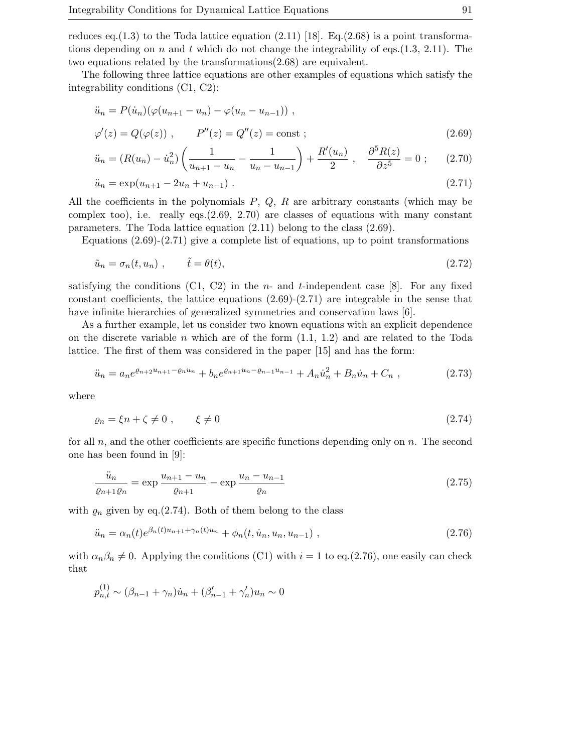reduces eq.(1.3) to the Toda lattice equation (2.11) [18]. Eq.(2.68) is a point transformations depending on $n$ and $t$ which do not change the integrability of eqs.(1.3, 2.11). The two equations related by the transformations(2.68) are equivalent.

The following three lattice equations are other examples of equations which satisfy the integrability conditions (C1, C2):

$$\ddot{u}_n = P(\dot{u}_n)(\varphi(u_{n+1} - u_n) - \varphi(u_n - u_{n-1})) ,$$

$$\varphi'(z) = Q(\varphi(z)) , \qquad P''(z) = Q''(z) = \text{const} ; \tag{2.69}$$

$$\ddot{u}_n = (R(u_n) - \dot{u}_n^2)\left(\frac{1}{u_{n+1} - u_n} - \frac{1}{u_n - u_{n-1}}\right) + \frac{R'(u_n)}{2} , \quad \frac{\partial^5 R(z)}{\partial z^5} = 0 ; \tag{2.70}$$

$$\ddot{u}_n = \exp(u_{n+1} - 2u_n + u_{n-1}) . \tag{2.71}$$

All the coefficients in the polynomials $P$, $Q$, $R$ are arbitrary constants (which may be complex too), i.e. really eqs.(2.69, 2.70) are classes of equations with many constant parameters. The Toda lattice equation (2.11) belong to the class (2.69).

Equations (2.69)-(2.71) give a complete list of equations, up to point transformations

$$\tilde{u}_n = \sigma_n(t, u_n) , \qquad \tilde{t} = \theta(t), \tag{2.72}$$

satisfying the conditions (C1, C2) in the $n$- and $t$-independent case [8]. For any fixed constant coefficients, the lattice equations (2.69)-(2.71) are integrable in the sense that have infinite hierarchies of generalized symmetries and conservation laws [6].

As a further example, let us consider two known equations with an explicit dependence on the discrete variable $n$ which are of the form (1.1, 1.2) and are related to the Toda lattice. The first of them was considered in the paper [15] and has the form:

$$\ddot{u}_n = a_n e^{\varrho_{n+2} u_{n+1} - \varrho_n u_n} + b_n e^{\varrho_{n+1} u_n - \varrho_{n-1} u_{n-1}} + A_n \dot{u}_n^2 + B_n \dot{u}_n + C_n , \tag{2.73}$$

where

$$\varrho_n = \xi n + \zeta \neq 0 , \qquad \xi \neq 0 \tag{2.74}$$

for all $n$, and the other coefficients are specific functions depending only on $n$. The second one has been found in [9]:

$$\frac{\ddot{u}_n}{\varrho_{n+1}\varrho_n} = \exp\frac{u_{n+1} - u_n}{\varrho_{n+1}} - \exp\frac{u_n - u_{n-1}}{\varrho_n} \tag{2.75}$$

with $\varrho_n$ given by eq.(2.74). Both of them belong to the class

$$\ddot{u}_n = \alpha_n(t) e^{\beta_n(t) u_{n+1} + \gamma_n(t) u_n} + \phi_n(t, \dot{u}_n, u_n, u_{n-1}) , \tag{2.76}$$

with $\alpha_n \beta_n \neq 0$. Applying the conditions (C1) with $i = 1$ to eq.(2.76), one easily can check that

$$p_{n,t}^{(1)} \sim (\beta_{n-1} + \gamma_n)\dot{u}_n + (\beta'_{n-1} + \gamma'_n)u_n \sim 0$$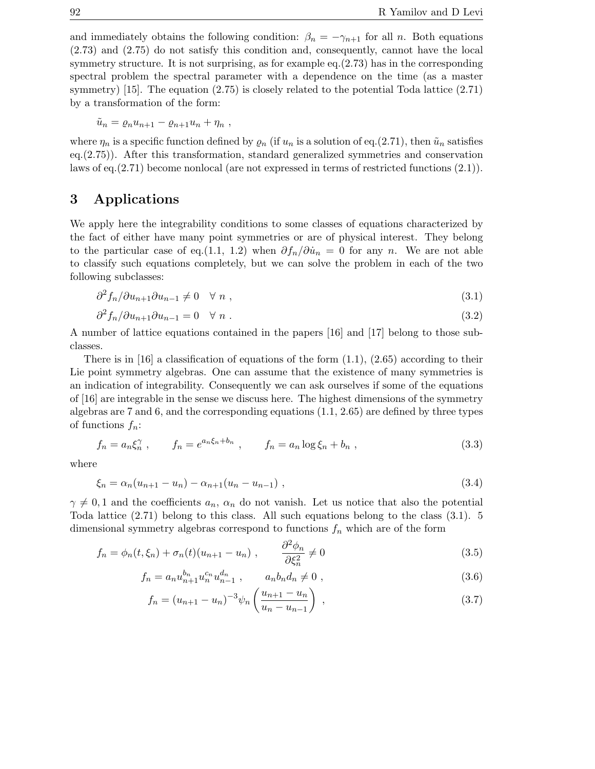and immediately obtains the following condition: $\beta_n = -\gamma_{n+1}$ for all $n$. Both equations (2.73) and (2.75) do not satisfy this condition and, consequently, cannot have the local symmetry structure. It is not surprising, as for example eq.(2.73) has in the corresponding spectral problem the spectral parameter with a dependence on the time (as a master symmetry) [15]. The equation (2.75) is closely related to the potential Toda lattice (2.71) by a transformation of the form:

$$\tilde{u}_n = \varrho_n u_{n+1} - \varrho_{n+1} u_n + \eta_n \ ,$$

where $\eta_n$ is a specific function defined by $\varrho_n$ (if $u_n$ is a solution of eq.(2.71), then $\tilde{u}_n$ satisfies eq.(2.75)). After this transformation, standard generalized symmetries and conservation laws of eq.(2.71) become nonlocal (are not expressed in terms of restricted functions (2.1)).

# 3 Applications

We apply here the integrability conditions to some classes of equations characterized by the fact of either have many point symmetries or are of physical interest. They belong to the particular case of eq.(1.1, 1.2) when $\partial f_n / \partial \dot{u}_n = 0$ for any $n$. We are not able to classify such equations completely, but we can solve the problem in each of the two following subclasses:

$$\partial^2 f_n / \partial u_{n+1} \partial u_{n-1} \neq 0 \quad \forall \ n \ , \tag{3.1}$$

$$\partial^2 f_n / \partial u_{n+1} \partial u_{n-1} = 0 \quad \forall \ n \ . \tag{3.2}$$

A number of lattice equations contained in the papers [16] and [17] belong to those subclasses.

There is in [16] a classification of equations of the form (1.1), (2.65) according to their Lie point symmetry algebras. One can assume that the existence of many symmetries is an indication of integrability. Consequently we can ask ourselves if some of the equations of [16] are integrable in the sense we discuss here. The highest dimensions of the symmetry algebras are 7 and 6, and the corresponding equations (1.1, 2.65) are defined by three types of functions $f_n$:

$$f_n = a_n \xi_n^\gamma \ , \qquad f_n = e^{a_n \xi_n + b_n} \ , \qquad f_n = a_n \log \xi_n + b_n \ , \tag{3.3}$$

where

$$\xi_n = \alpha_n (u_{n+1} - u_n) - \alpha_{n+1} (u_n - u_{n-1}) \ , \tag{3.4}$$

$\gamma \neq 0, 1$ and the coefficients $a_n$, $\alpha_n$ do not vanish. Let us notice that also the potential Toda lattice (2.71) belong to this class. All such equations belong to the class (3.1). 5 dimensional symmetry algebras correspond to functions $f_n$ which are of the form

$$f_n = \phi_n(t, \xi_n) + \sigma_n(t)(u_{n+1} - u_n) \ , \qquad \frac{\partial^2 \phi_n}{\partial \xi_n^2} \neq 0 \tag{3.5}$$

$$f_n = a_n u_{n+1}^{b_n} u_n^{c_n} u_{n-1}^{d_n} \ , \qquad a_n b_n d_n \neq 0 \ , \tag{3.6}$$

$$f_n = (u_{n+1} - u_n)^{-3} \psi_n \left( \frac{u_{n+1} - u_n}{u_n - u_{n-1}} \right) \ , \tag{3.7}$$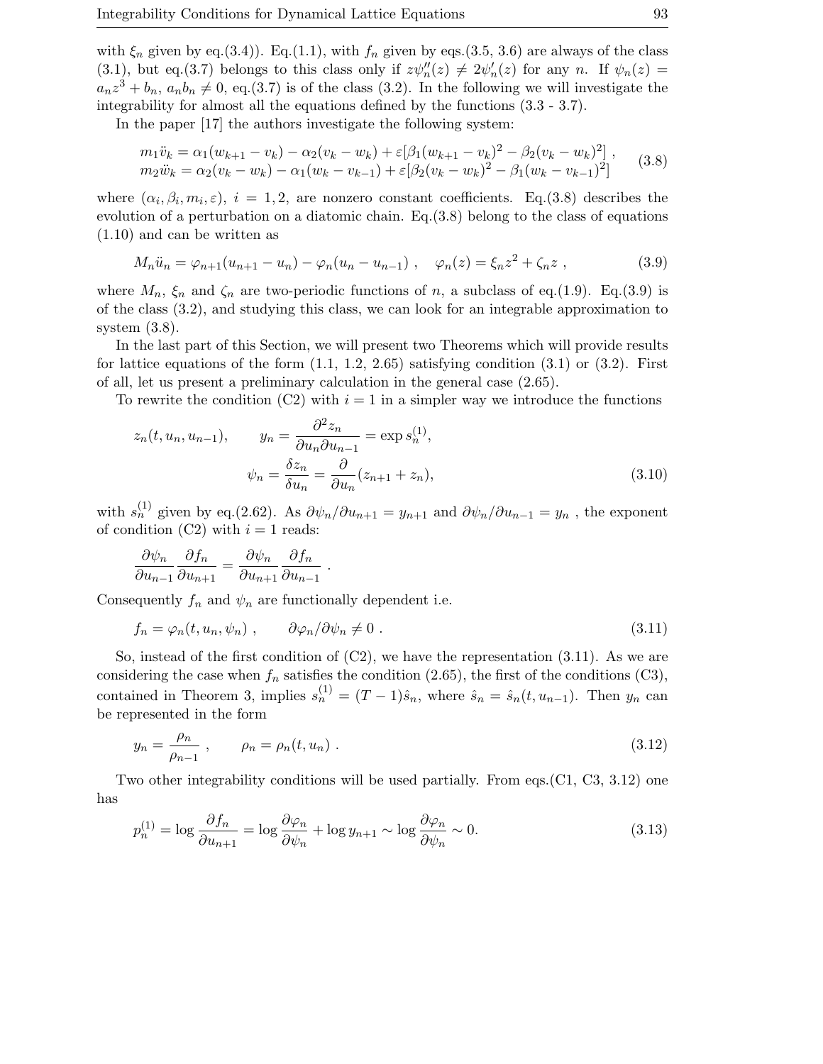with $\xi_n$ given by eq.(3.4)). Eq.(1.1), with $f_n$ given by eqs.(3.5, 3.6) are always of the class (3.1), but eq.(3.7) belongs to this class only if $z\psi_n''(z) \neq 2\psi_n'(z)$ for any $n$. If $\psi_n(z) = a_n z^3 + b_n$, $a_n b_n \neq 0$, eq.(3.7) is of the class (3.2). In the following we will investigate the integrability for almost all the equations defined by the functions (3.3 - 3.7).

In the paper [17] the authors investigate the following system:

$$\begin{aligned} m_1 \ddot{v}_k &= \alpha_1(w_{k+1} - v_k) - \alpha_2(v_k - w_k) + \varepsilon[\beta_1(w_{k+1} - v_k)^2 - \beta_2(v_k - w_k)^2] , \\ m_2 \ddot{w}_k &= \alpha_2(v_k - w_k) - \alpha_1(w_k - v_{k-1}) + \varepsilon[\beta_2(v_k - w_k)^2 - \beta_1(w_k - v_{k-1})^2] \end{aligned} \tag{3.8}$$

where $(\alpha_i, \beta_i, m_i, \varepsilon)$, $i = 1, 2$, are nonzero constant coefficients. Eq.(3.8) describes the evolution of a perturbation on a diatomic chain. Eq.(3.8) belong to the class of equations (1.10) and can be written as

$$M_n \ddot{u}_n = \varphi_{n+1}(u_{n+1} - u_n) - \varphi_n(u_n - u_{n-1}) , \quad \varphi_n(z) = \xi_n z^2 + \zeta_n z , \tag{3.9}$$

where $M_n$, $\xi_n$ and $\zeta_n$ are two-periodic functions of $n$, a subclass of eq.(1.9). Eq.(3.9) is of the class (3.2), and studying this class, we can look for an integrable approximation to system (3.8).

In the last part of this Section, we will present two Theorems which will provide results for lattice equations of the form (1.1, 1.2, 2.65) satisfying condition (3.1) or (3.2). First of all, let us present a preliminary calculation in the general case (2.65).

To rewrite the condition (C2) with $i = 1$ in a simpler way we introduce the functions

$$\begin{aligned} z_n(t, u_n, u_{n-1}), \qquad y_n &= \frac{\partial^2 z_n}{\partial u_n \partial u_{n-1}} = \exp s_n^{(1)}, \\ \psi_n &= \frac{\delta z_n}{\delta u_n} = \frac{\partial}{\partial u_n}(z_{n+1} + z_n), \end{aligned} \tag{3.10}$$

with $s_n^{(1)}$ given by eq.(2.62). As $\partial \psi_n / \partial u_{n+1} = y_{n+1}$ and $\partial \psi_n / \partial u_{n-1} = y_n$ , the exponent of condition (C2) with $i = 1$ reads:

$$\frac{\partial \psi_n}{\partial u_{n-1}} \frac{\partial f_n}{\partial u_{n+1}} = \frac{\partial \psi_n}{\partial u_{n+1}} \frac{\partial f_n}{\partial u_{n-1}} .$$

Consequently $f_n$ and $\psi_n$ are functionally dependent i.e.

$$f_n = \varphi_n(t, u_n, \psi_n) , \qquad \partial \varphi_n / \partial \psi_n \neq 0 . \tag{3.11}$$

So, instead of the first condition of (C2), we have the representation (3.11). As we are considering the case when $f_n$ satisfies the condition (2.65), the first of the conditions (C3), contained in Theorem 3, implies $s_n^{(1)} = (T - 1)\hat{s}_n$, where $\hat{s}_n = \hat{s}_n(t, u_{n-1})$. Then $y_n$ can be represented in the form

$$y_n = \frac{\rho_n}{\rho_{n-1}} , \qquad \rho_n = \rho_n(t, u_n) . \tag{3.12}$$

Two other integrability conditions will be used partially. From eqs.(C1, C3, 3.12) one has

$$p_n^{(1)} = \log \frac{\partial f_n}{\partial u_{n+1}} = \log \frac{\partial \varphi_n}{\partial \psi_n} + \log y_{n+1} \sim \log \frac{\partial \varphi_n}{\partial \psi_n} \sim 0. \tag{3.13}$$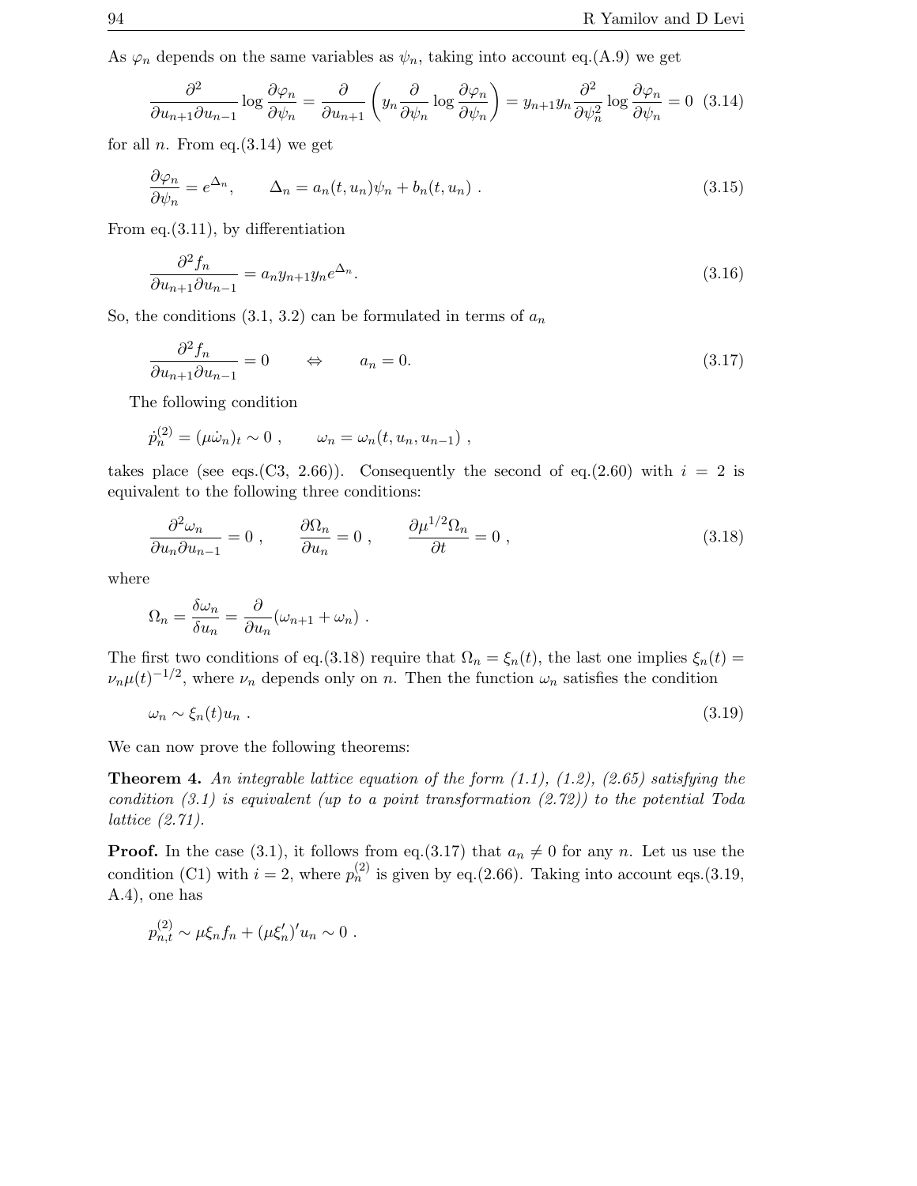As $\varphi_n$ depends on the same variables as $\psi_n$, taking into account eq.(A.9) we get

$$\frac{\partial^2}{\partial u_{n+1}\partial u_{n-1}} \log \frac{\partial \varphi_n}{\partial \psi_n} = \frac{\partial}{\partial u_{n+1}} \left( y_n \frac{\partial}{\partial \psi_n} \log \frac{\partial \varphi_n}{\partial \psi_n} \right) = y_{n+1} y_n \frac{\partial^2}{\partial \psi_n^2} \log \frac{\partial \varphi_n}{\partial \psi_n} = 0 \quad (3.14)$$

for all $n$. From eq.(3.14) we get

$$\frac{\partial \varphi_n}{\partial \psi_n} = e^{\Delta_n}, \qquad \Delta_n = a_n(t, u_n)\psi_n + b_n(t, u_n) \ . \quad (3.15)$$

From eq.(3.11), by differentiation

$$\frac{\partial^2 f_n}{\partial u_{n+1}\partial u_{n-1}} = a_n y_{n+1} y_n e^{\Delta_n}. \quad (3.16)$$

So, the conditions (3.1, 3.2) can be formulated in terms of $a_n$

$$\frac{\partial^2 f_n}{\partial u_{n+1}\partial u_{n-1}} = 0 \qquad \Leftrightarrow \qquad a_n = 0. \quad (3.17)$$

The following condition

$$\dot{p}_n^{(2)} = (\mu \dot{\omega}_n)_t \sim 0 \ , \qquad \omega_n = \omega_n(t, u_n, u_{n-1}) \ ,$$

takes place (see eqs.(C3, 2.66)). Consequently the second of eq.(2.60) with $i = 2$ is equivalent to the following three conditions:

$$\frac{\partial^2 \omega_n}{\partial u_n \partial u_{n-1}} = 0 \ , \qquad \frac{\partial \Omega_n}{\partial u_n} = 0 \ , \qquad \frac{\partial \mu^{1/2} \Omega_n}{\partial t} = 0 \ , \quad (3.18)$$

where

$$\Omega_n = \frac{\delta \omega_n}{\delta u_n} = \frac{\partial}{\partial u_n}(\omega_{n+1} + \omega_n) \ .$$

The first two conditions of eq.(3.18) require that $\Omega_n = \xi_n(t)$, the last one implies $\xi_n(t) = \nu_n \mu(t)^{-1/2}$, where $\nu_n$ depends only on $n$. Then the function $\omega_n$ satisfies the condition

$$\omega_n \sim \xi_n(t) u_n \ . \quad (3.19)$$

We can now prove the following theorems:

**Theorem 4.** *An integrable lattice equation of the form (1.1), (1.2), (2.65) satisfying the condition (3.1) is equivalent (up to a point transformation (2.72)) to the potential Toda lattice (2.71).*

**Proof.** In the case (3.1), it follows from eq.(3.17) that $a_n \neq 0$ for any $n$. Let us use the condition (C1) with $i = 2$, where $p_n^{(2)}$ is given by eq.(2.66). Taking into account eqs.(3.19, A.4), one has

$$p_{n,t}^{(2)} \sim \mu \xi_n f_n + (\mu \xi_n')' u_n \sim 0 \ .$$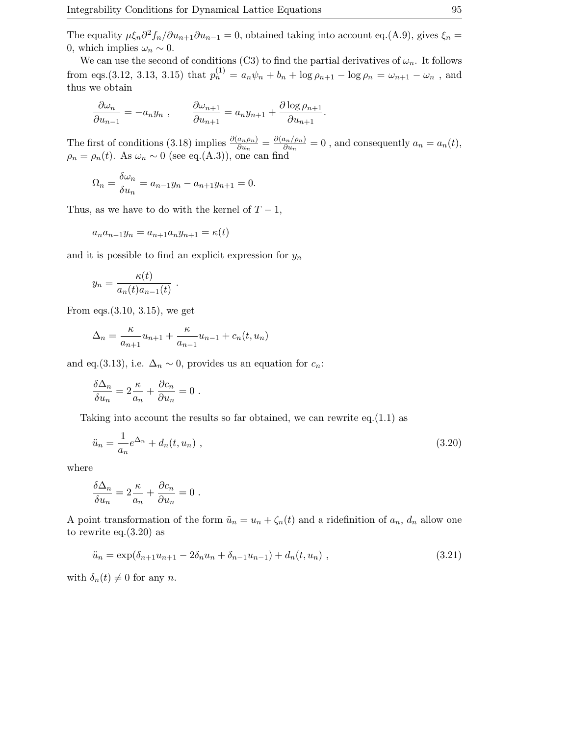The equality $\mu\xi_n\partial^2 f_n/\partial u_{n+1}\partial u_{n-1} = 0$, obtained taking into account eq.(A.9), gives $\xi_n = 0$, which implies $\omega_n \sim 0$.

We can use the second of conditions (C3) to find the partial derivatives of $\omega_n$. It follows from eqs.(3.12, 3.13, 3.15) that $p_n^{(1)} = a_n\psi_n + b_n + \log\rho_{n+1} - \log\rho_n = \omega_{n+1} - \omega_n$ , and thus we obtain

$$\frac{\partial\omega_n}{\partial u_{n-1}} = -a_n y_n \ , \qquad \frac{\partial\omega_{n+1}}{\partial u_{n+1}} = a_n y_{n+1} + \frac{\partial\log\rho_{n+1}}{\partial u_{n+1}}.$$

The first of conditions (3.18) implies $\frac{\partial(a_n\rho_n)}{\partial u_n} = \frac{\partial(a_n/\rho_n)}{\partial u_n} = 0$ , and consequently $a_n = a_n(t)$, $\rho_n = \rho_n(t)$. As $\omega_n \sim 0$ (see eq.(A.3)), one can find

$$\Omega_n = \frac{\delta\omega_n}{\delta u_n} = a_{n-1}y_n - a_{n+1}y_{n+1} = 0.$$

Thus, as we have to do with the kernel of $T-1$,

$$a_n a_{n-1} y_n = a_{n+1}a_n y_{n+1} = \kappa(t)$$

and it is possible to find an explicit expression for $y_n$

$$y_n = \frac{\kappa(t)}{a_n(t)a_{n-1}(t)} \ .$$

From eqs.(3.10, 3.15), we get

$$\Delta_n = \frac{\kappa}{a_{n+1}}u_{n+1} + \frac{\kappa}{a_{n-1}}u_{n-1} + c_n(t,u_n)$$

and eq.(3.13), i.e. $\Delta_n \sim 0$, provides us an equation for $c_n$:

$$\frac{\delta\Delta_n}{\delta u_n} = 2\frac{\kappa}{a_n} + \frac{\partial c_n}{\partial u_n} = 0 \ .$$

Taking into account the results so far obtained, we can rewrite eq.(1.1) as

$$\ddot{u}_n = \frac{1}{a_n}e^{\Delta_n} + d_n(t,u_n) \ , \tag{3.20}$$

where

$$\frac{\delta\Delta_n}{\delta u_n} = 2\frac{\kappa}{a_n} + \frac{\partial c_n}{\partial u_n} = 0 \ .$$

A point transformation of the form $\tilde{u}_n = u_n + \zeta_n(t)$ and a ridefinition of $a_n$, $d_n$ allow one to rewrite eq.(3.20) as

$$\ddot{u}_n = \exp(\delta_{n+1}u_{n+1} - 2\delta_n u_n + \delta_{n-1}u_{n-1}) + d_n(t,u_n) \ , \tag{3.21}$$

with $\delta_n(t) \neq 0$ for any $n$.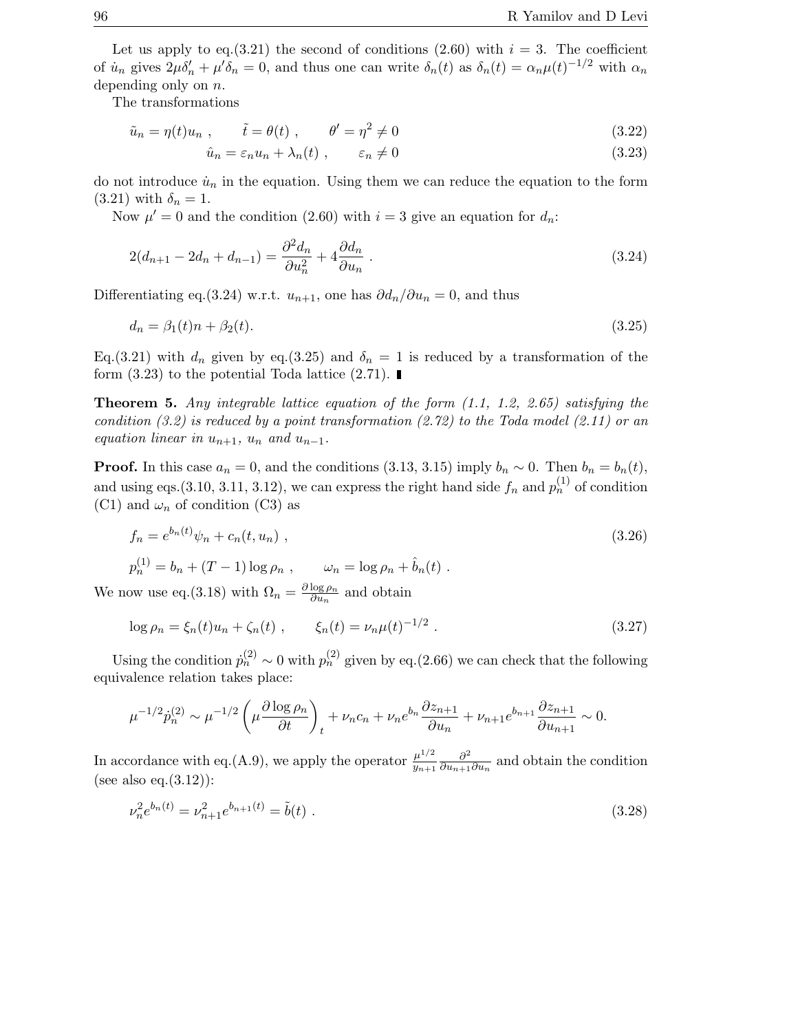Let us apply to eq.(3.21) the second of conditions (2.60) with $i = 3$. The coefficient of $\dot{u}_n$ gives $2\mu\delta_n' + \mu'\delta_n = 0$, and thus one can write $\delta_n(t)$ as $\delta_n(t) = \alpha_n \mu(t)^{-1/2}$ with $\alpha_n$ depending only on $n$.

The transformations

$$\tilde{u}_n = \eta(t) u_n \ , \qquad \tilde{t} = \theta(t) \ , \qquad \theta' = \eta^2 \neq 0 \tag{3.22}$$

$$\hat{u}_n = \varepsilon_n u_n + \lambda_n(t) \ , \qquad \varepsilon_n \neq 0 \tag{3.23}$$

do not introduce $\dot{u}_n$ in the equation. Using them we can reduce the equation to the form (3.21) with $\delta_n = 1$.

Now $\mu' = 0$ and the condition (2.60) with $i = 3$ give an equation for $d_n$:

$$2(d_{n+1} - 2d_n + d_{n-1}) = \frac{\partial^2 d_n}{\partial u_n^2} + 4\frac{\partial d_n}{\partial u_n} \ . \tag{3.24}$$

Differentiating eq.(3.24) w.r.t. $u_{n+1}$, one has $\partial d_n / \partial u_n = 0$, and thus

$$d_n = \beta_1(t) n + \beta_2(t). \tag{3.25}$$

Eq.(3.21) with $d_n$ given by eq.(3.25) and $\delta_n = 1$ is reduced by a transformation of the form (3.23) to the potential Toda lattice (2.71). ∎

**Theorem 5.** *Any integrable lattice equation of the form (1.1, 1.2, 2.65) satisfying the condition (3.2) is reduced by a point transformation (2.72) to the Toda model (2.11) or an equation linear in $u_{n+1}$, $u_n$ and $u_{n-1}$.*

**Proof.** In this case $a_n = 0$, and the conditions (3.13, 3.15) imply $b_n \sim 0$. Then $b_n = b_n(t)$, and using eqs.(3.10, 3.11, 3.12), we can express the right hand side $f_n$ and $p_n^{(1)}$ of condition (C1) and $\omega_n$ of condition (C3) as

$$f_n = e^{b_n(t)} \psi_n + c_n(t, u_n) \ , \tag{3.26}$$

$$p_n^{(1)} = b_n + (T - 1) \log \rho_n \ , \qquad \omega_n = \log \rho_n + \hat{b}_n(t) \ .$$

We now use eq.(3.18) with $\Omega_n = \frac{\partial \log \rho_n}{\partial u_n}$ and obtain

$$\log \rho_n = \xi_n(t) u_n + \zeta_n(t) \ , \qquad \xi_n(t) = \nu_n \mu(t)^{-1/2} \ . \tag{3.27}$$

Using the condition $\dot{p}_n^{(2)} \sim 0$ with $p_n^{(2)}$ given by eq.(2.66) we can check that the following equivalence relation takes place:

$$\mu^{-1/2} \dot{p}_n^{(2)} \sim \mu^{-1/2} \left( \mu \frac{\partial \log \rho_n}{\partial t} \right)_t + \nu_n c_n + \nu_n e^{b_n} \frac{\partial z_{n+1}}{\partial u_n} + \nu_{n+1} e^{b_{n+1}} \frac{\partial z_{n+1}}{\partial u_{n+1}} \sim 0.$$

In accordance with eq.(A.9), we apply the operator $\frac{\mu^{1/2}}{y_{n+1}} \frac{\partial^2}{\partial u_{n+1} \partial u_n}$ and obtain the condition (see also eq.(3.12)):

$$\nu_n^2 e^{b_n(t)} = \nu_{n+1}^2 e^{b_{n+1}(t)} = \tilde{b}(t) \ . \tag{3.28}$$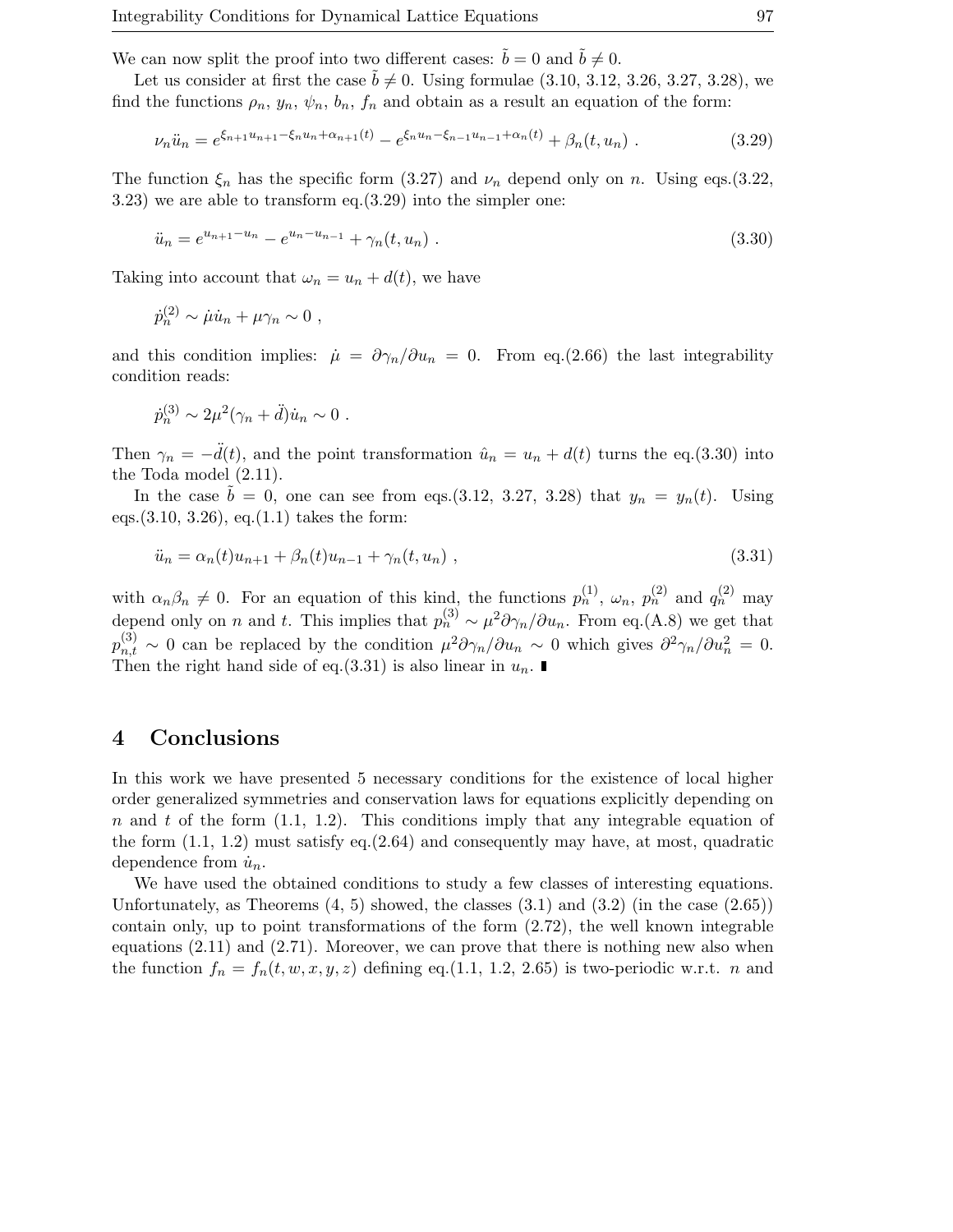We can now split the proof into two different cases: $\tilde{b} = 0$ and $\tilde{b} \neq 0$.

Let us consider at first the case $\tilde{b} \neq 0$. Using formulae (3.10, 3.12, 3.26, 3.27, 3.28), we find the functions $\rho_n$, $y_n$, $\psi_n$, $b_n$, $f_n$ and obtain as a result an equation of the form:

$$\nu_n \ddot{u}_n = e^{\xi_{n+1}u_{n+1} - \xi_n u_n + \alpha_{n+1}(t)} - e^{\xi_n u_n - \xi_{n-1}u_{n-1} + \alpha_n(t)} + \beta_n(t, u_n) \ . \tag{3.29}$$

The function $\xi_n$ has the specific form (3.27) and $\nu_n$ depend only on $n$. Using eqs.(3.22, 3.23) we are able to transform eq.(3.29) into the simpler one:

$$\ddot{u}_n = e^{u_{n+1} - u_n} - e^{u_n - u_{n-1}} + \gamma_n(t, u_n) \ . \tag{3.30}$$

Taking into account that $\omega_n = u_n + d(t)$, we have

$$\dot{p}_n^{(2)} \sim \dot{\mu}\dot{u}_n + \mu\gamma_n \sim 0 \ ,$$

and this condition implies: $\dot{\mu} = \partial\gamma_n/\partial u_n = 0$. From eq.(2.66) the last integrability condition reads:

$$\dot{p}_n^{(3)} \sim 2\mu^2(\gamma_n + \ddot{d})\dot{u}_n \sim 0 \ .$$

Then $\gamma_n = -\ddot{d}(t)$, and the point transformation $\hat{u}_n = u_n + d(t)$ turns the eq.(3.30) into the Toda model (2.11).

In the case $\tilde{b} = 0$, one can see from eqs.(3.12, 3.27, 3.28) that $y_n = y_n(t)$. Using eqs.(3.10, 3.26), eq.(1.1) takes the form:

$$\ddot{u}_n = \alpha_n(t)u_{n+1} + \beta_n(t)u_{n-1} + \gamma_n(t, u_n) \ , \tag{3.31}$$

with $\alpha_n\beta_n \neq 0$. For an equation of this kind, the functions $p_n^{(1)}$, $\omega_n$, $p_n^{(2)}$ and $q_n^{(2)}$ may depend only on $n$ and $t$. This implies that $p_n^{(3)} \sim \mu^2\partial\gamma_n/\partial u_n$. From eq.(A.8) we get that $p_{n,t}^{(3)} \sim 0$ can be replaced by the condition $\mu^2\partial\gamma_n/\partial u_n \sim 0$ which gives $\partial^2\gamma_n/\partial u_n^2 = 0$. Then the right hand side of eq.(3.31) is also linear in $u_n$. ∎

# 4 Conclusions

In this work we have presented 5 necessary conditions for the existence of local higher order generalized symmetries and conservation laws for equations explicitly depending on $n$ and $t$ of the form (1.1, 1.2). This conditions imply that any integrable equation of the form (1.1, 1.2) must satisfy eq.(2.64) and consequently may have, at most, quadratic dependence from $\dot{u}_n$.

We have used the obtained conditions to study a few classes of interesting equations. Unfortunately, as Theorems (4, 5) showed, the classes (3.1) and (3.2) (in the case (2.65)) contain only, up to point transformations of the form (2.72), the well known integrable equations (2.11) and (2.71). Moreover, we can prove that there is nothing new also when the function $f_n = f_n(t, w, x, y, z)$ defining eq.(1.1, 1.2, 2.65) is two-periodic w.r.t. $n$ and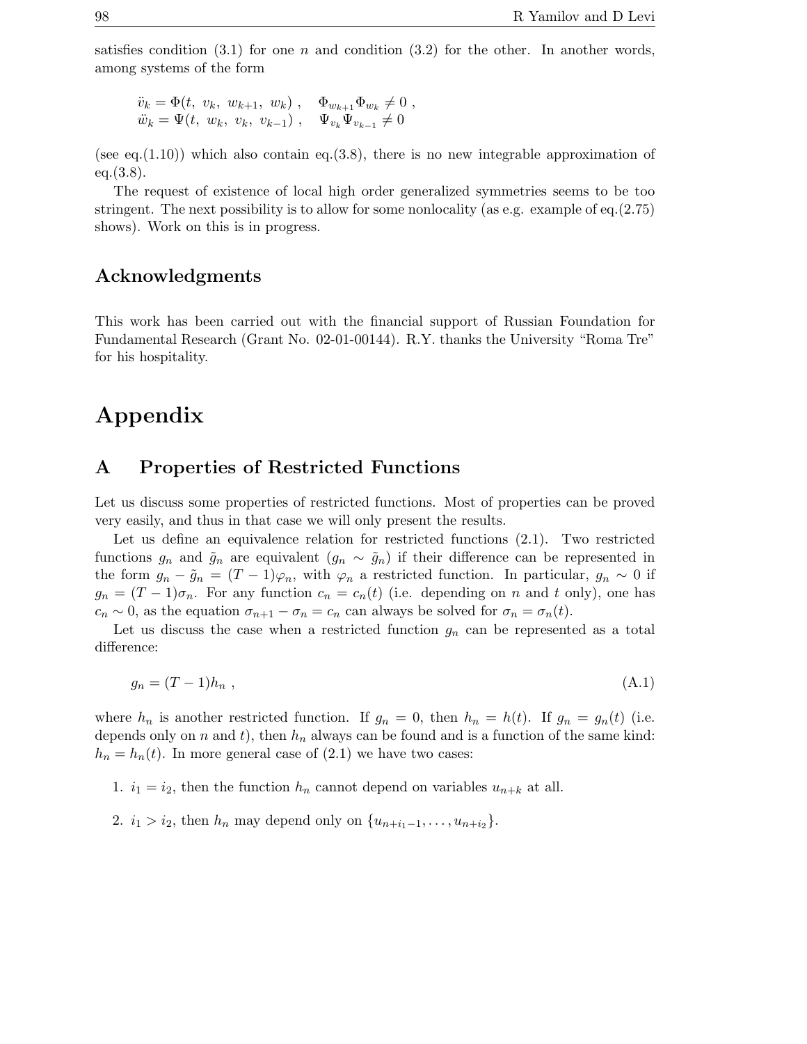satisfies condition (3.1) for one $n$ and condition (3.2) for the other. In another words, among systems of the form

$$
\begin{aligned}
\ddot{v}_k &= \Phi(t,\ v_k,\ w_{k+1},\ w_k)\ , \quad \Phi_{w_{k+1}}\Phi_{w_k} \neq 0\ , \\
\ddot{w}_k &= \Psi(t,\ w_k,\ v_k,\ v_{k-1})\ , \quad \Psi_{v_k}\Psi_{v_{k-1}} \neq 0
\end{aligned}
$$

(see eq.(1.10)) which also contain eq.(3.8), there is no new integrable approximation of eq.(3.8).

The request of existence of local high order generalized symmetries seems to be too stringent. The next possibility is to allow for some nonlocality (as e.g. example of eq.(2.75) shows). Work on this is in progress.

## Acknowledgments

This work has been carried out with the financial support of Russian Foundation for Fundamental Research (Grant No. 02-01-00144). R.Y. thanks the University "Roma Tre" for his hospitality.

# Appendix

## A Properties of Restricted Functions

Let us discuss some properties of restricted functions. Most of properties can be proved very easily, and thus in that case we will only present the results.

Let us define an equivalence relation for restricted functions (2.1). Two restricted functions $g_n$ and $\tilde{g}_n$ are equivalent ($g_n \sim \tilde{g}_n$) if their difference can be represented in the form $g_n - \tilde{g}_n = (T-1)\varphi_n$, with $\varphi_n$ a restricted function. In particular, $g_n \sim 0$ if $g_n = (T-1)\sigma_n$. For any function $c_n = c_n(t)$ (i.e. depending on $n$ and $t$ only), one has $c_n \sim 0$, as the equation $\sigma_{n+1} - \sigma_n = c_n$ can always be solved for $\sigma_n = \sigma_n(t)$.

Let us discuss the case when a restricted function $g_n$ can be represented as a total difference:

$$
g_n = (T-1)h_n\ , \tag{A.1}
$$

where $h_n$ is another restricted function. If $g_n = 0$, then $h_n = h(t)$. If $g_n = g_n(t)$ (i.e. depends only on $n$ and $t$), then $h_n$ always can be found and is a function of the same kind: $h_n = h_n(t)$. In more general case of (2.1) we have two cases:

1. $i_1 = i_2$, then the function $h_n$ cannot depend on variables $u_{n+k}$ at all.

2. $i_1 > i_2$, then $h_n$ may depend only on $\{u_{n+i_1-1}, \ldots, u_{n+i_2}\}$.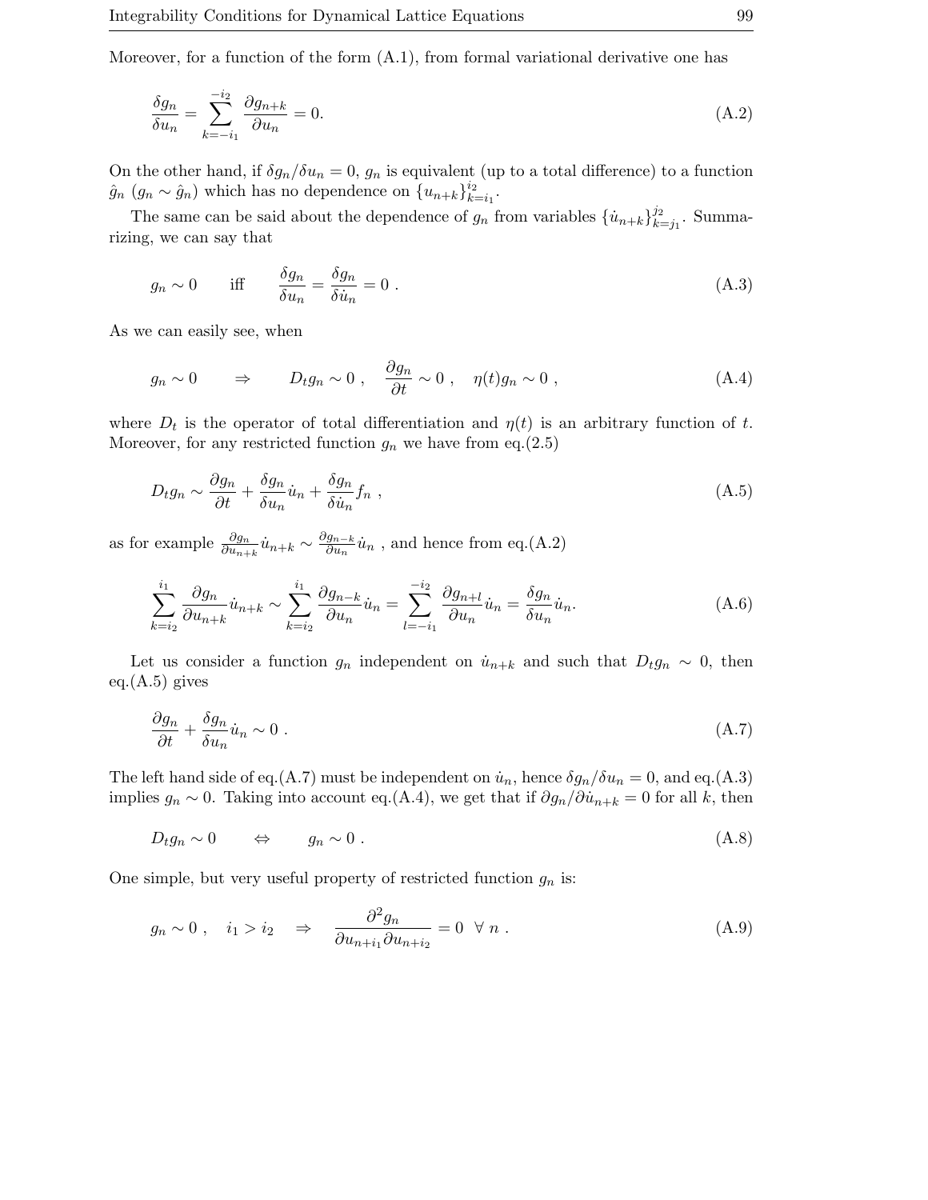Moreover, for a function of the form (A.1), from formal variational derivative one has

$$\frac{\delta g_n}{\delta u_n} = \sum_{k=-i_1}^{-i_2} \frac{\partial g_{n+k}}{\partial u_n} = 0. \tag{A.2}$$

On the other hand, if $\delta g_n/\delta u_n = 0$, $g_n$ is equivalent (up to a total difference) to a function $\hat{g}_n$ ($g_n \sim \hat{g}_n$) which has no dependence on $\{u_{n+k}\}_{k=i_1}^{i_2}$.

The same can be said about the dependence of $g_n$ from variables $\{\dot{u}_{n+k}\}_{k=j_1}^{j_2}$. Summarizing, we can say that

$$g_n \sim 0 \qquad \text{iff} \qquad \frac{\delta g_n}{\delta u_n} = \frac{\delta g_n}{\delta \dot{u}_n} = 0 \ . \tag{A.3}$$

As we can easily see, when

$$g_n \sim 0 \qquad \Rightarrow \qquad D_t g_n \sim 0 \ , \quad \frac{\partial g_n}{\partial t} \sim 0 \ , \quad \eta(t) g_n \sim 0 \ , \tag{A.4}$$

where $D_t$ is the operator of total differentiation and $\eta(t)$ is an arbitrary function of $t$. Moreover, for any restricted function $g_n$ we have from eq.(2.5)

$$D_t g_n \sim \frac{\partial g_n}{\partial t} + \frac{\delta g_n}{\delta u_n}\dot{u}_n + \frac{\delta g_n}{\delta \dot{u}_n} f_n \ , \tag{A.5}$$

as for example $\frac{\partial g_n}{\partial u_{n+k}}\dot{u}_{n+k} \sim \frac{\partial g_{n-k}}{\partial u_n}\dot{u}_n$ , and hence from eq.(A.2)

$$\sum_{k=i_2}^{i_1} \frac{\partial g_n}{\partial u_{n+k}}\dot{u}_{n+k} \sim \sum_{k=i_2}^{i_1} \frac{\partial g_{n-k}}{\partial u_n}\dot{u}_n = \sum_{l=-i_1}^{-i_2} \frac{\partial g_{n+l}}{\partial u_n}\dot{u}_n = \frac{\delta g_n}{\delta u_n}\dot{u}_n. \tag{A.6}$$

Let us consider a function $g_n$ independent on $\dot{u}_{n+k}$ and such that $D_t g_n \sim 0$, then eq.(A.5) gives

$$\frac{\partial g_n}{\partial t} + \frac{\delta g_n}{\delta u_n}\dot{u}_n \sim 0 \ . \tag{A.7}$$

The left hand side of eq.(A.7) must be independent on $\dot{u}_n$, hence $\delta g_n/\delta u_n = 0$, and eq.(A.3) implies $g_n \sim 0$. Taking into account eq.(A.4), we get that if $\partial g_n/\partial \dot{u}_{n+k} = 0$ for all $k$, then

$$D_t g_n \sim 0 \qquad \Leftrightarrow \qquad g_n \sim 0 \ . \tag{A.8}$$

One simple, but very useful property of restricted function $g_n$ is:

$$g_n \sim 0 \ , \quad i_1 > i_2 \quad \Rightarrow \quad \frac{\partial^2 g_n}{\partial u_{n+i_1}\partial u_{n+i_2}} = 0 \ \ \forall \ n \ . \tag{A.9}$$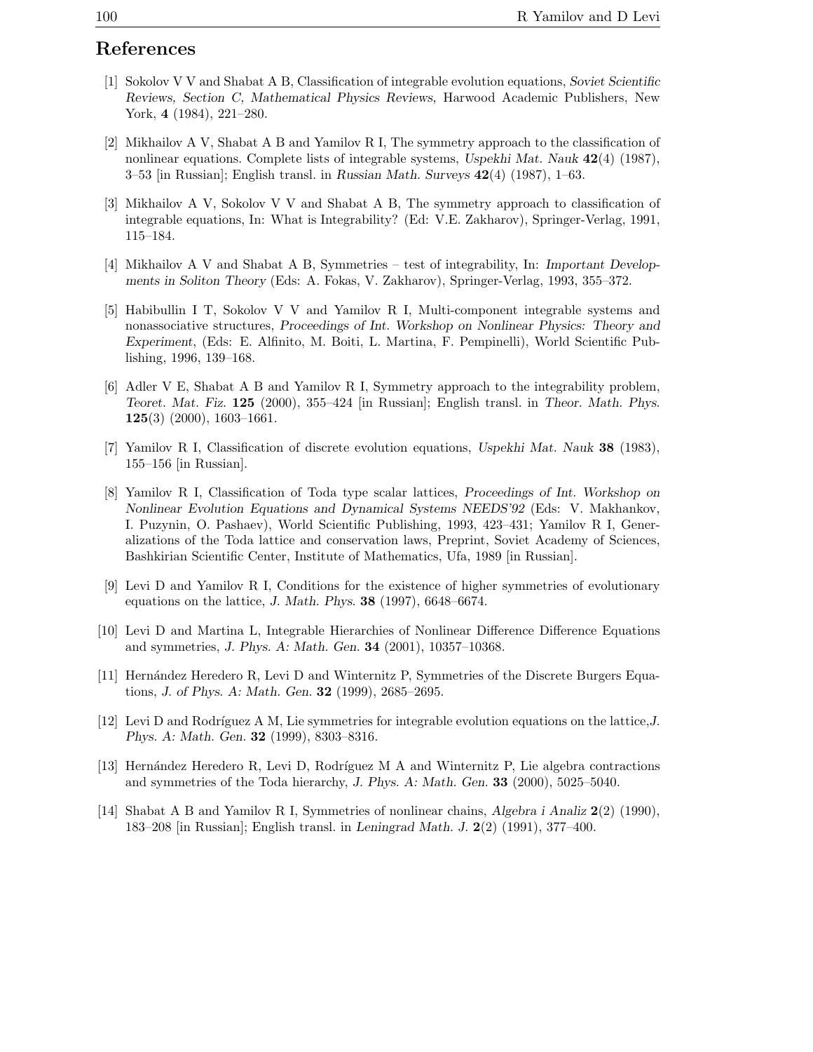## References

[1] Sokolov V V and Shabat A B, Classification of integrable evolution equations, *Soviet Scientific Reviews, Section C, Mathematical Physics Reviews,* Harwood Academic Publishers, New York, **4** (1984), 221–280.

[2] Mikhailov A V, Shabat A B and Yamilov R I, The symmetry approach to the classification of nonlinear equations. Complete lists of integrable systems, *Uspekhi Mat. Nauk* **42**(4) (1987), 3–53 [in Russian]; English transl. in *Russian Math. Surveys* **42**(4) (1987), 1–63.

[3] Mikhailov A V, Sokolov V V and Shabat A B, The symmetry approach to classification of integrable equations, In: What is Integrability? (Ed: V.E. Zakharov), Springer-Verlag, 1991, 115–184.

[4] Mikhailov A V and Shabat A B, Symmetries – test of integrability, In: *Important Developments in Soliton Theory* (Eds: A. Fokas, V. Zakharov), Springer-Verlag, 1993, 355–372.

[5] Habibullin I T, Sokolov V V and Yamilov R I, Multi-component integrable systems and nonassociative structures, *Proceedings of Int. Workshop on Nonlinear Physics: Theory and Experiment*, (Eds: E. Alfinito, M. Boiti, L. Martina, F. Pempinelli), World Scientific Publishing, 1996, 139–168.

[6] Adler V E, Shabat A B and Yamilov R I, Symmetry approach to the integrability problem, *Teoret. Mat. Fiz.* **125** (2000), 355–424 [in Russian]; English transl. in *Theor. Math. Phys.* **125**(3) (2000), 1603–1661.

[7] Yamilov R I, Classification of discrete evolution equations, *Uspekhi Mat. Nauk* **38** (1983), 155–156 [in Russian].

[8] Yamilov R I, Classification of Toda type scalar lattices, *Proceedings of Int. Workshop on Nonlinear Evolution Equations and Dynamical Systems NEEDS'92* (Eds: V. Makhankov, I. Puzynin, O. Pashaev), World Scientific Publishing, 1993, 423–431; Yamilov R I, Generalizations of the Toda lattice and conservation laws, Preprint, Soviet Academy of Sciences, Bashkirian Scientific Center, Institute of Mathematics, Ufa, 1989 [in Russian].

[9] Levi D and Yamilov R I, Conditions for the existence of higher symmetries of evolutionary equations on the lattice, *J. Math. Phys.* **38** (1997), 6648–6674.

[10] Levi D and Martina L, Integrable Hierarchies of Nonlinear Difference Difference Equations and symmetries, *J. Phys. A: Math. Gen.* **34** (2001), 10357–10368.

[11] Hernández Heredero R, Levi D and Winternitz P, Symmetries of the Discrete Burgers Equations, *J. of Phys. A: Math. Gen.* **32** (1999), 2685–2695.

[12] Levi D and Rodríguez A M, Lie symmetries for integrable evolution equations on the lattice, *J. Phys. A: Math. Gen.* **32** (1999), 8303–8316.

[13] Hernández Heredero R, Levi D, Rodríguez M A and Winternitz P, Lie algebra contractions and symmetries of the Toda hierarchy, *J. Phys. A: Math. Gen.* **33** (2000), 5025–5040.

[14] Shabat A B and Yamilov R I, Symmetries of nonlinear chains, *Algebra i Analiz* **2**(2) (1990), 183–208 [in Russian]; English transl. in *Leningrad Math. J.* **2**(2) (1991), 377–400.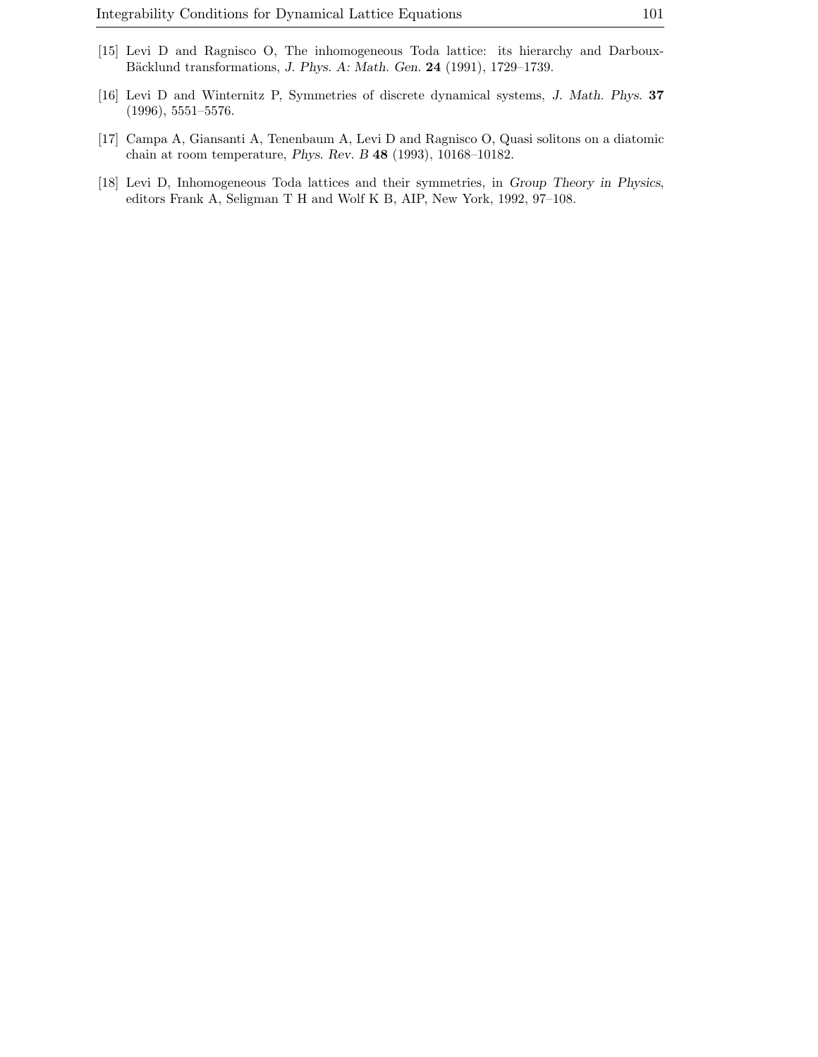[15] Levi D and Ragnisco O, The inhomogeneous Toda lattice: its hierarchy and Darboux-Bäcklund transformations, *J. Phys. A: Math. Gen.* **24** (1991), 1729–1739.

[16] Levi D and Winternitz P, Symmetries of discrete dynamical systems, *J. Math. Phys.* **37** (1996), 5551–5576.

[17] Campa A, Giansanti A, Tenenbaum A, Levi D and Ragnisco O, Quasi solitons on a diatomic chain at room temperature, *Phys. Rev. B* **48** (1993), 10168–10182.

[18] Levi D, Inhomogeneous Toda lattices and their symmetries, in *Group Theory in Physics*, editors Frank A, Seligman T H and Wolf K B, AIP, New York, 1992, 97–108.